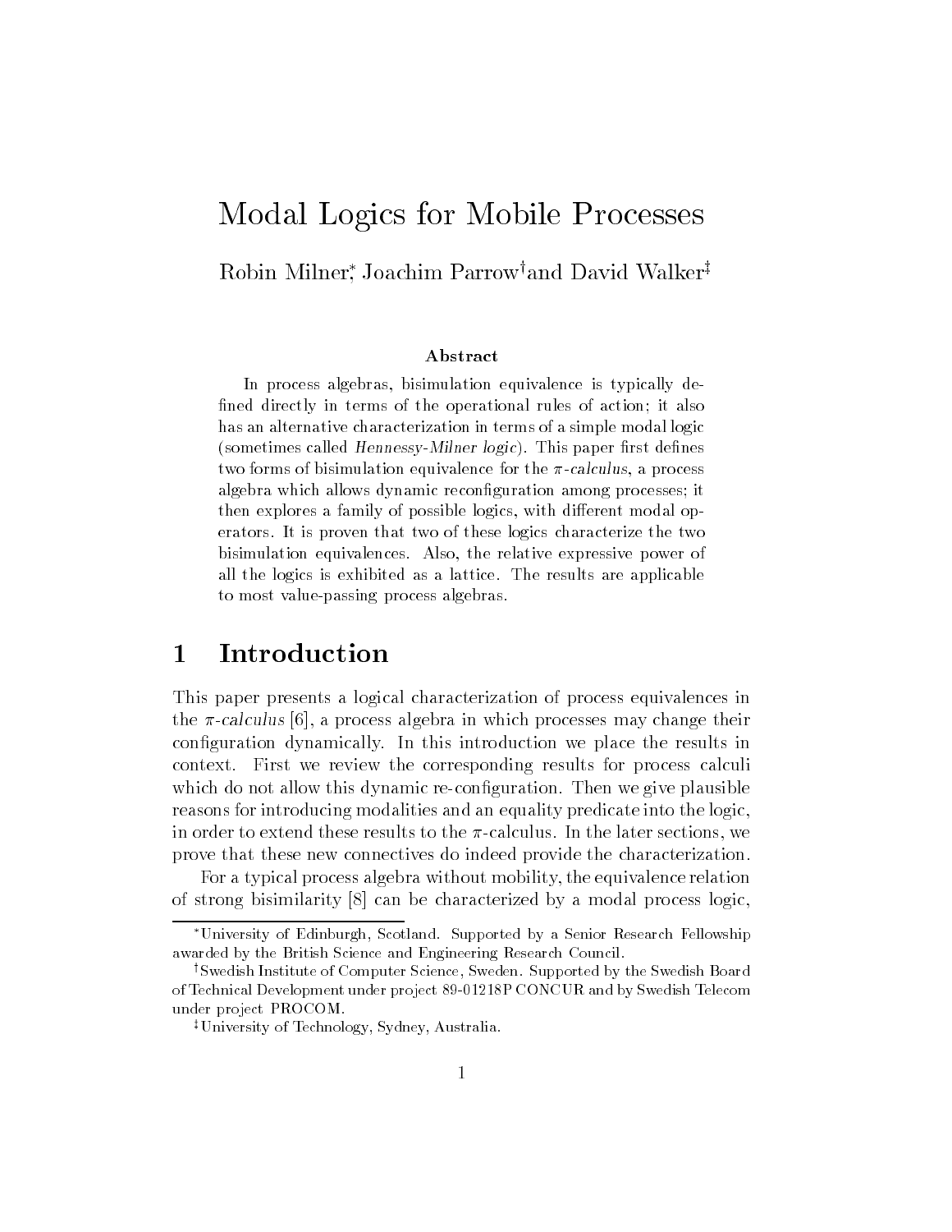# Modal Logics for Mobile Processes

Robin Milner[*], Joachim Parrow[†] and David Walker[‡]

### Abstract

In process algebras, bisimulation equivalence is typically defined directly in terms of the operational rules of action; it also has an alternative characterization in terms of a simple modal logic (sometimes called *Hennessy-Milner logic*). This paper first defines two forms of bisimulation equivalence for the $\pi$-*calculus*, a process algebra which allows dynamic reconfiguration among processes; it then explores a family of possible logics, with different modal operators. It is proven that two of these logics characterize the two bisimulation equivalences. Also, the relative expressive power of all the logics is exhibited as a lattice. The results are applicable to most value-passing process algebras.

## 1 Introduction

This paper presents a logical characterization of process equivalences in the $\pi$-*calculus* [6], a process algebra in which processes may change their configuration dynamically. In this introduction we place the results in context. First we review the corresponding results for process calculi which do not allow this dynamic re-configuration. Then we give plausible reasons for introducing modalities and an equality predicate into the logic, in order to extend these results to the $\pi$-calculus. In the later sections, we prove that these new connectives do indeed provide the characterization.

For a typical process algebra without mobility, the equivalence relation of strong bisimilarity [8] can be characterized by a modal process logic,

[*] University of Edinburgh, Scotland. Supported by a Senior Research Fellowship awarded by the British Science and Engineering Research Council.

[†] Swedish Institute of Computer Science, Sweden. Supported by the Swedish Board of Technical Development under project 89-01218P CONCUR and by Swedish Telecom under project PROCOM.

[‡] University of Technology, Sydney, Australia.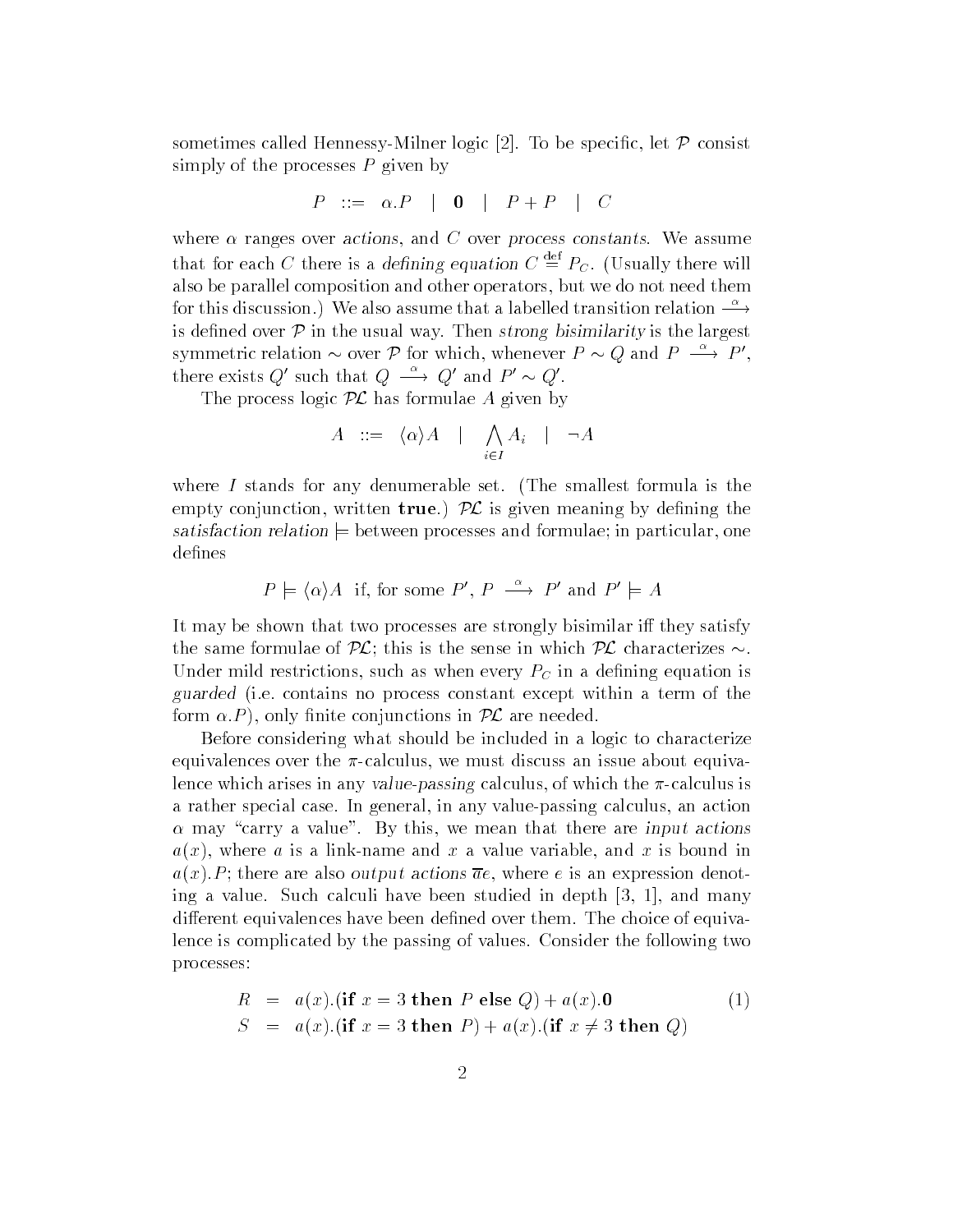sometimes called Hennessy-Milner logic [2]. To be specific, let $\mathcal{P}$ consist simply of the processes $P$ given by

$$P \quad ::= \quad \alpha.P \quad | \quad \mathbf{0} \quad | \quad P + P \quad | \quad C$$

where $\alpha$ ranges over *actions*, and $C$ over *process constants*. We assume that for each $C$ there is a *defining equation* $C \stackrel{\text{def}}{=} P_C$. (Usually there will also be parallel composition and other operators, but we do not need them for this discussion.) We also assume that a labelled transition relation $\stackrel{\alpha}{\longrightarrow}$ is defined over $\mathcal{P}$ in the usual way. Then *strong bisimilarity* is the largest symmetric relation $\sim$ over $\mathcal{P}$ for which, whenever $P \sim Q$ and $P \stackrel{\alpha}{\longrightarrow} P'$, there exists $Q'$ such that $Q \stackrel{\alpha}{\longrightarrow} Q'$ and $P' \sim Q'$.

The process logic $\mathcal{PL}$ has formulae $A$ given by

$$A \quad ::= \quad \langle \alpha \rangle A \quad | \quad \bigwedge_{i \in I} A_i \quad | \quad \neg A$$

where $I$ stands for any denumerable set. (The smallest formula is the empty conjunction, written **true**.) $\mathcal{PL}$ is given meaning by defining the *satisfaction relation* $\models$ between processes and formulae; in particular, one defines

$$P \models \langle \alpha \rangle A \ \text{ if, for some } P', \ P \stackrel{\alpha}{\longrightarrow} P' \text{ and } P' \models A$$

It may be shown that two processes are strongly bisimilar iff they satisfy the same formulae of $\mathcal{PL}$; this is the sense in which $\mathcal{PL}$ characterizes $\sim$. Under mild restrictions, such as when every $P_C$ in a defining equation is *guarded* (i.e. contains no process constant except within a term of the form $\alpha.P$), only finite conjunctions in $\mathcal{PL}$ are needed.

Before considering what should be included in a logic to characterize equivalences over the $\pi$-calculus, we must discuss an issue about equivalence which arises in any *value-passing* calculus, of which the $\pi$-calculus is a rather special case. In general, in any value-passing calculus, an action $\alpha$ may "carry a value". By this, we mean that there are *input actions* $a(x)$, where $a$ is a link-name and $x$ a value variable, and $x$ is bound in $a(x).P$; there are also *output actions* $\overline{a}e$, where $e$ is an expression denoting a value. Such calculi have been studied in depth [3, 1], and many different equivalences have been defined over them. The choice of equivalence is complicated by the passing of values. Consider the following two processes:

$$\begin{aligned} R &= a(x).(\textbf{if } x = 3 \textbf{ then } P \textbf{ else } Q) + a(x).\mathbf{0} \\ S &= a(x).(\textbf{if } x = 3 \textbf{ then } P) + a(x).(\textbf{if } x \neq 3 \textbf{ then } Q) \end{aligned} \tag{1}$$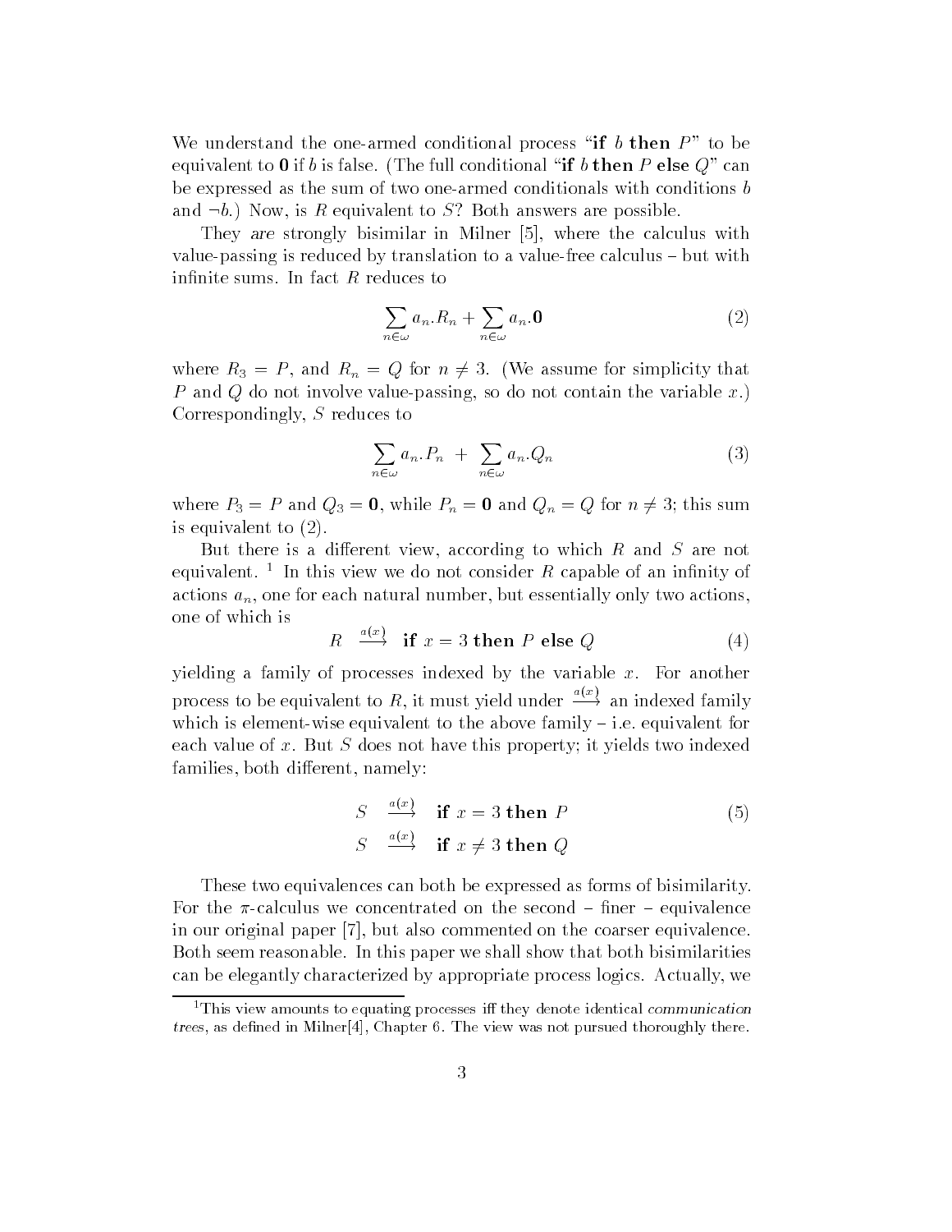We understand the one-armed conditional process "**if** $b$ **then** $P$" to be equivalent to $\mathbf{0}$ if $b$ is false. (The full conditional "**if** $b$ **then** $P$ **else** $Q$" can be expressed as the sum of two one-armed conditionals with conditions $b$ and $\neg b$.) Now, is $R$ equivalent to $S$? Both answers are possible.

They *are* strongly bisimilar in Milner [5], where the calculus with value-passing is reduced by translation to a value-free calculus – but with infinite sums. In fact $R$ reduces to

$$\sum_{n \in \omega} a_n.R_n + \sum_{n \in \omega} a_n.\mathbf{0} \tag{2}$$

where $R_3 = P$, and $R_n = Q$ for $n \neq 3$. (We assume for simplicity that $P$ and $Q$ do not involve value-passing, so do not contain the variable $x$.) Correspondingly, $S$ reduces to

$$\sum_{n \in \omega} a_n.P_n \ + \ \sum_{n \in \omega} a_n.Q_n \tag{3}$$

where $P_3 = P$ and $Q_3 = \mathbf{0}$, while $P_n = \mathbf{0}$ and $Q_n = Q$ for $n \neq 3$; this sum is equivalent to (2).

But there is a different view, according to which $R$ and $S$ are not equivalent. [1] In this view we do not consider $R$ capable of an infinity of actions $a_n$, one for each natural number, but essentially only two actions, one of which is

$$R \ \stackrel{a(x)}{\longrightarrow} \ \textbf{if } x = 3 \textbf{ then } P \textbf{ else } Q \tag{4}$$

yielding a family of processes indexed by the variable $x$. For another process to be equivalent to $R$, it must yield under $\stackrel{a(x)}{\longrightarrow}$ an indexed family which is element-wise equivalent to the above family – i.e. equivalent for each value of $x$. But $S$ does not have this property; it yields two indexed families, both different, namely:

$$\begin{aligned} S \ &\stackrel{a(x)}{\longrightarrow} \ \textbf{if } x = 3 \textbf{ then } P \\ S \ &\stackrel{a(x)}{\longrightarrow} \ \textbf{if } x \neq 3 \textbf{ then } Q \end{aligned} \tag{5}$$

These two equivalences can both be expressed as forms of bisimilarity. For the $\pi$-calculus we concentrated on the second – finer – equivalence in our original paper [7], but also commented on the coarser equivalence. Both seem reasonable. In this paper we shall show that both bisimilarities can be elegantly characterized by appropriate process logics. Actually, we

[1] This view amounts to equating processes iff they denote identical *communication trees*, as defined in Milner[4], Chapter 6. The view was not pursued thoroughly there.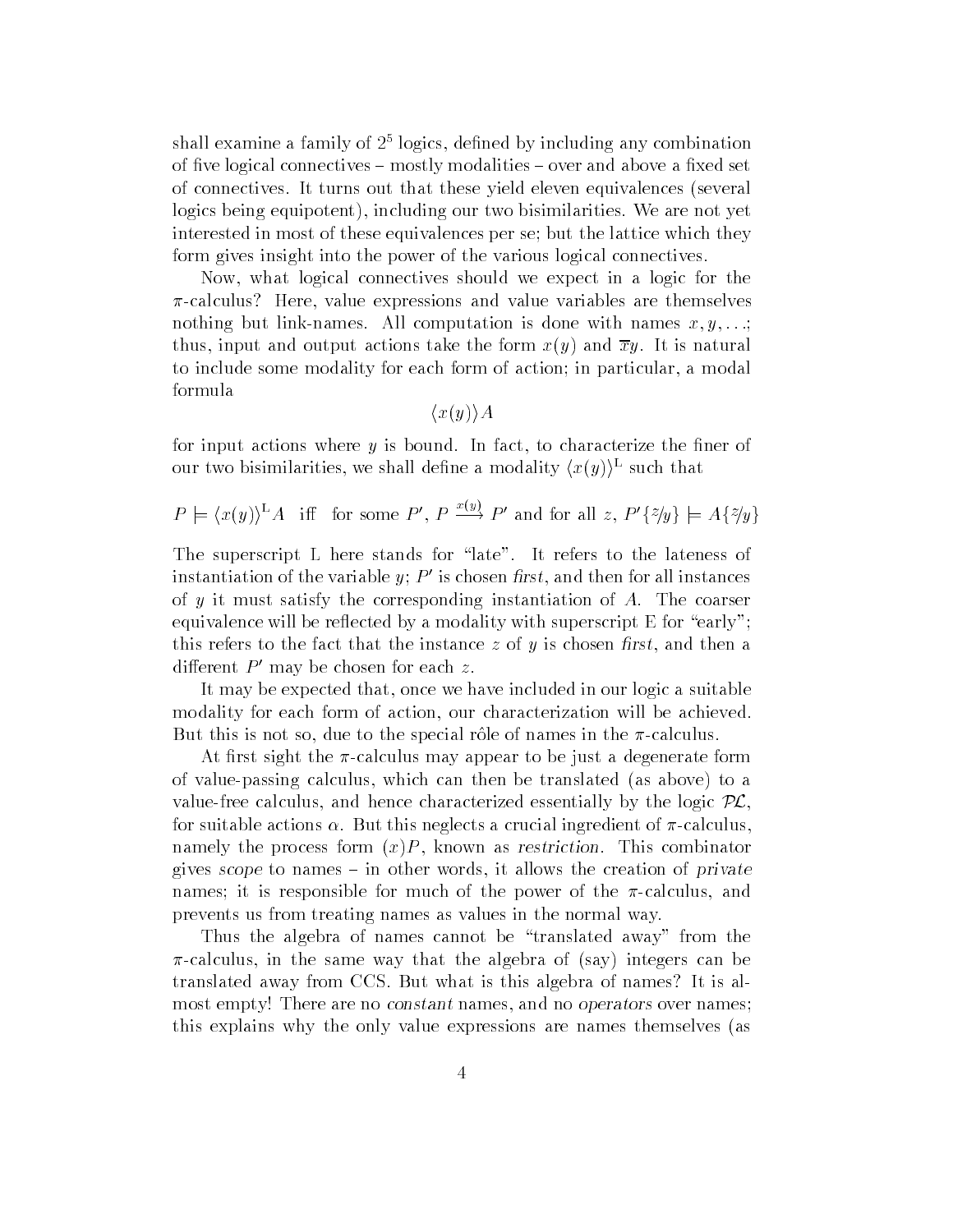shall examine a family of $2^5$ logics, defined by including any combination of five logical connectives – mostly modalities – over and above a fixed set of connectives. It turns out that these yield eleven equivalences (several logics being equipotent), including our two bisimilarities. We are not yet interested in most of these equivalences per se; but the lattice which they form gives insight into the power of the various logical connectives.

Now, what logical connectives should we expect in a logic for the $\pi$-calculus? Here, value expressions and value variables are themselves nothing but link-names. All computation is done with names $x, y, \ldots$; thus, input and output actions take the form $x(y)$ and $\overline{x}y$. It is natural to include some modality for each form of action; in particular, a modal formula

$$\langle x(y)\rangle A$$

for input actions where $y$ is bound. In fact, to characterize the finer of our two bisimilarities, we shall define a modality $\langle x(y)\rangle^{\mathrm{L}}$ such that

$$P \models \langle x(y)\rangle^{\mathrm{L}} A \quad \text{iff} \quad \text{for some } P',\ P \xrightarrow{x(y)} P' \text{ and for all } z,\ P'\{z/y\} \models A\{z/y\}$$

The superscript L here stands for "late". It refers to the lateness of instantiation of the variable $y$; $P'$ is chosen *first*, and then for all instances of $y$ it must satisfy the corresponding instantiation of $A$. The coarser equivalence will be reflected by a modality with superscript E for "early"; this refers to the fact that the instance $z$ of $y$ is chosen *first*, and then a different $P'$ may be chosen for each $z$.

It may be expected that, once we have included in our logic a suitable modality for each form of action, our characterization will be achieved. But this is not so, due to the special rôle of names in the $\pi$-calculus.

At first sight the $\pi$-calculus may appear to be just a degenerate form of value-passing calculus, which can then be translated (as above) to a value-free calculus, and hence characterized essentially by the logic $\mathcal{PL}$, for suitable actions $\alpha$. But this neglects a crucial ingredient of $\pi$-calculus, namely the process form $(x)P$, known as *restriction*. This combinator gives *scope* to names – in other words, it allows the creation of *private* names; it is responsible for much of the power of the $\pi$-calculus, and prevents us from treating names as values in the normal way.

Thus the algebra of names cannot be "translated away" from the $\pi$-calculus, in the same way that the algebra of (say) integers can be translated away from CCS. But what is this algebra of names? It is almost empty! There are no *constant* names, and no *operators* over names; this explains why the only value expressions are names themselves (as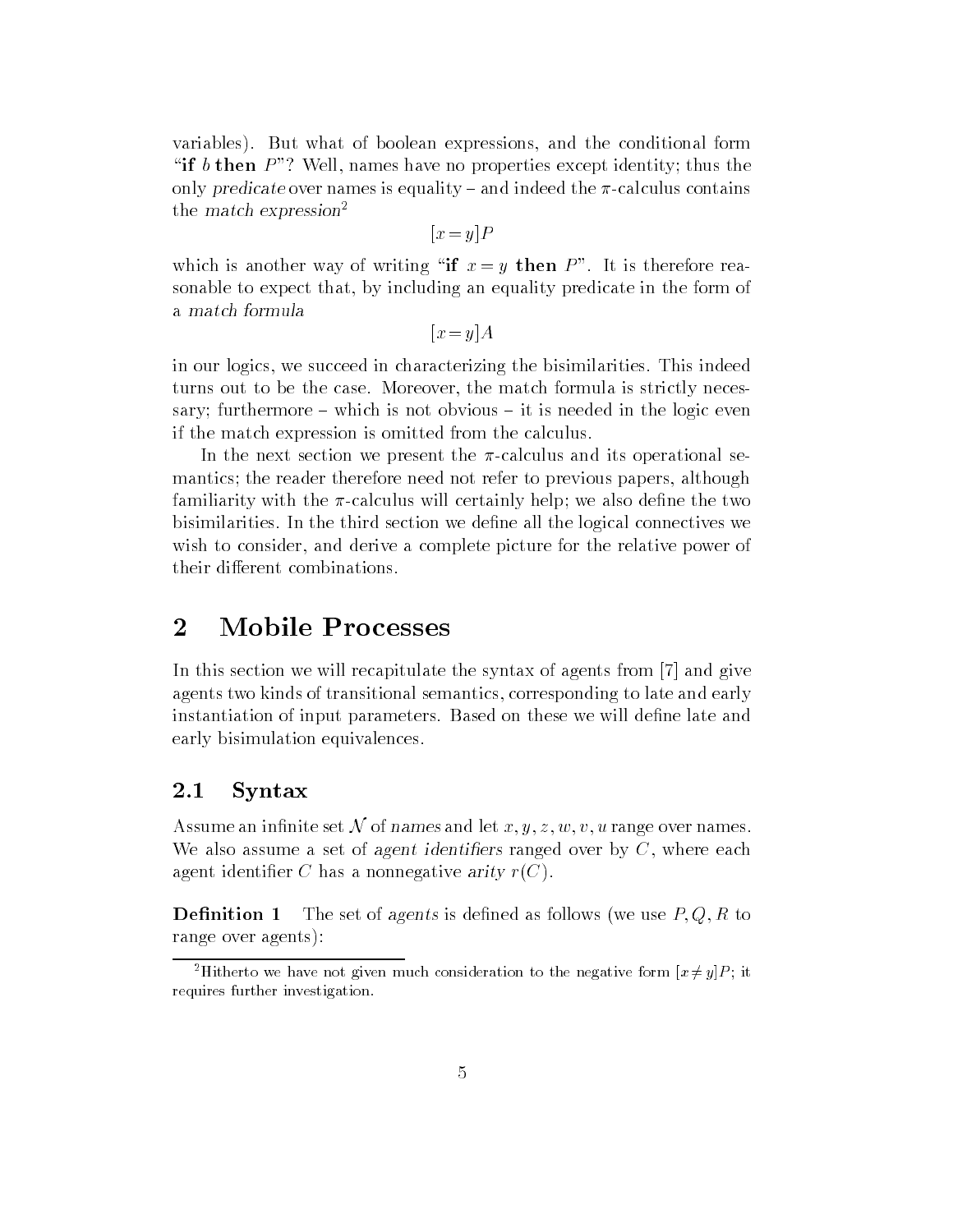variables). But what of boolean expressions, and the conditional form "**if** $b$ **then** $P$"? Well, names have no properties except identity; thus the only *predicate* over names is equality – and indeed the $\pi$-calculus contains the *match expression*[2]

$$[x=y]P$$

which is another way of writing "**if** $x=y$ **then** $P$". It is therefore reasonable to expect that, by including an equality predicate in the form of a *match formula*

$$[x=y]A$$

in our logics, we succeed in characterizing the bisimilarities. This indeed turns out to be the case. Moreover, the match formula is strictly necessary; furthermore – which is not obvious – it is needed in the logic even if the match expression is omitted from the calculus.

In the next section we present the $\pi$-calculus and its operational semantics; the reader therefore need not refer to previous papers, although familiarity with the $\pi$-calculus will certainly help; we also define the two bisimilarities. In the third section we define all the logical connectives we wish to consider, and derive a complete picture for the relative power of their different combinations.

# 2 Mobile Processes

In this section we will recapitulate the syntax of agents from [7] and give agents two kinds of transitional semantics, corresponding to late and early instantiation of input parameters. Based on these we will define late and early bisimulation equivalences.

## 2.1 Syntax

Assume an infinite set $\mathcal{N}$ of *names* and let $x, y, z, w, v, u$ range over names. We also assume a set of *agent identifiers* ranged over by $C$, where each agent identifier $C$ has a nonnegative *arity* $r(C)$.

**Definition 1** The set of *agents* is defined as follows (we use $P, Q, R$ to range over agents):

[2] Hitherto we have not given much consideration to the negative form $[x \neq y]P$; it requires further investigation.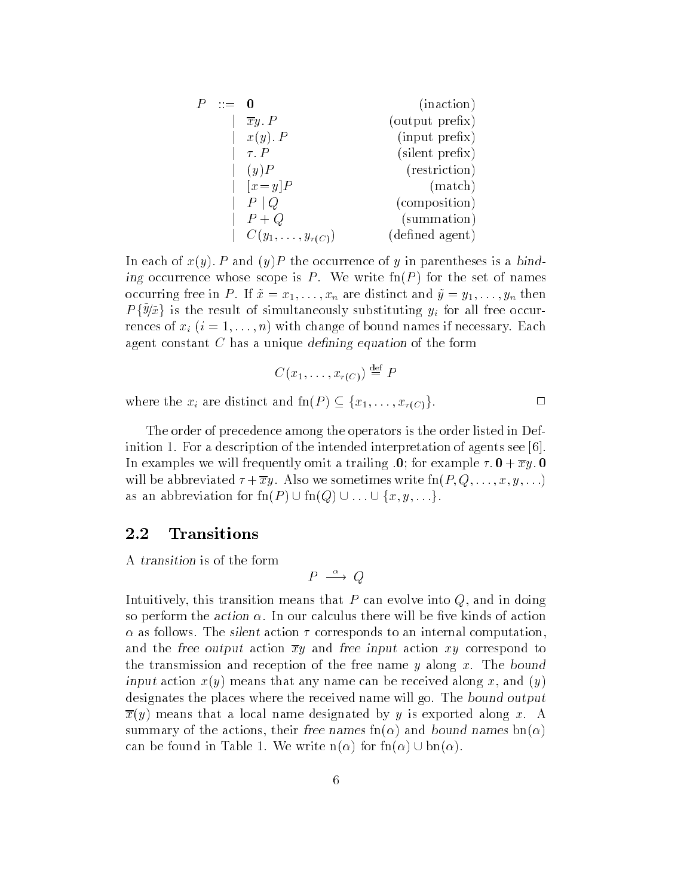$$
\begin{array}{rll}
P & ::= \ \mathbf{0} & \text{(inaction)} \\
 & \mid \ \overline{x}y.\, P & \text{(output prefix)} \\
 & \mid \ x(y).\, P & \text{(input prefix)} \\
 & \mid \ \tau.\, P & \text{(silent prefix)} \\
 & \mid \ (y)P & \text{(restriction)} \\
 & \mid \ [x\!=\!y]P & \text{(match)} \\
 & \mid \ P \mid Q & \text{(composition)} \\
 & \mid \ P + Q & \text{(summation)} \\
 & \mid \ C(y_1, \ldots, y_{r(C)}) & \text{(defined agent)}
\end{array}
$$

In each of $x(y).\,P$ and $(y)P$ the occurrence of $y$ in parentheses is a *binding* occurrence whose scope is $P$. We write $\text{fn}(P)$ for the set of names occurring free in $P$. If $\tilde{x} = x_1, \ldots, x_n$ are distinct and $\tilde{y} = y_1, \ldots, y_n$ then $P\{\tilde{y}/\tilde{x}\}$ is the result of simultaneously substituting $y_i$ for all free occurrences of $x_i$ $(i = 1, \ldots, n)$ with change of bound names if necessary. Each agent constant $C$ has a unique *defining equation* of the form

$$C(x_1, \ldots, x_{r(C)}) \stackrel{\text{def}}{=} P$$

where the $x_i$ are distinct and $\text{fn}(P) \subseteq \{x_1, \ldots, x_{r(C)}\}$. $\square$

The order of precedence among the operators is the order listed in Definition 1. For a description of the intended interpretation of agents see [6]. In examples we will frequently omit a trailing $.\mathbf{0}$; for example $\tau.\,\mathbf{0} + \overline{x}y.\,\mathbf{0}$ will be abbreviated $\tau + \overline{x}y$. Also we sometimes write $\text{fn}(P, Q, \ldots, x, y, \ldots)$ as an abbreviation for $\text{fn}(P) \cup \text{fn}(Q) \cup \ldots \cup \{x, y, \ldots\}$.

## 2.2 Transitions

A *transition* is of the form

$$P \xrightarrow{\alpha} Q$$

Intuitively, this transition means that $P$ can evolve into $Q$, and in doing so perform the *action* $\alpha$. In our calculus there will be five kinds of action $\alpha$ as follows. The *silent* action $\tau$ corresponds to an internal computation, and the *free output* action $\overline{x}y$ and *free input* action $xy$ correspond to the transmission and reception of the free name $y$ along $x$. The *bound input* action $x(y)$ means that any name can be received along $x$, and $(y)$ designates the places where the received name will go. The *bound output* $\overline{x}(y)$ means that a local name designated by $y$ is exported along $x$. A summary of the actions, their *free names* $\text{fn}(\alpha)$ and *bound names* $\text{bn}(\alpha)$ can be found in Table 1. We write $\text{n}(\alpha)$ for $\text{fn}(\alpha) \cup \text{bn}(\alpha)$.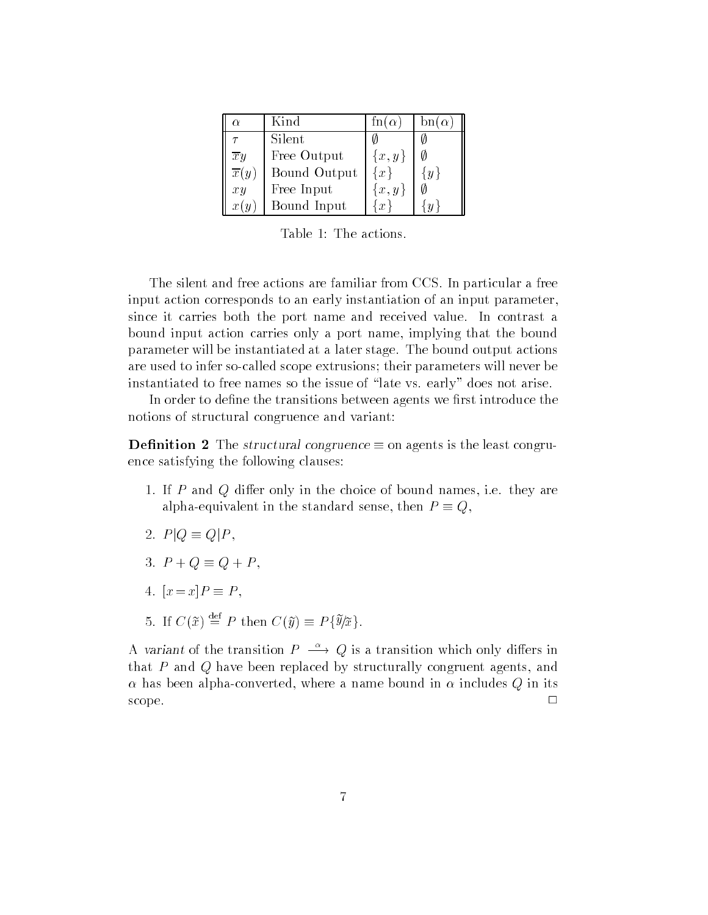| $\alpha$ | Kind | $\mathrm{fn}(\alpha)$ | $\mathrm{bn}(\alpha)$ |
|---|---|---|---|
| $\tau$ | Silent | $\emptyset$ | $\emptyset$ |
| $\overline{x}y$ | Free Output | $\{x, y\}$ | $\emptyset$ |
| $\overline{x}(y)$ | Bound Output | $\{x\}$ | $\{y\}$ |
| $xy$ | Free Input | $\{x, y\}$ | $\emptyset$ |
| $x(y)$ | Bound Input | $\{x\}$ | $\{y\}$ |

Table 1: The actions.

The silent and free actions are familiar from CCS. In particular a free input action corresponds to an early instantiation of an input parameter, since it carries both the port name and received value. In contrast a bound input action carries only a port name, implying that the bound parameter will be instantiated at a later stage. The bound output actions are used to infer so-called scope extrusions; their parameters will never be instantiated to free names so the issue of "late vs. early" does not arise.

In order to define the transitions between agents we first introduce the notions of structural congruence and variant:

**Definition 2** The *structural congruence* $\equiv$ on agents is the least congruence satisfying the following clauses:

1. If $P$ and $Q$ differ only in the choice of bound names, i.e. they are alpha-equivalent in the standard sense, then $P \equiv Q$,
2. $P|Q \equiv Q|P$,
3. $P + Q \equiv Q + P$,
4. $[x = x]P \equiv P$,
5. If $C(\tilde{x}) \stackrel{\mathrm{def}}{=} P$ then $C(\tilde{y}) \equiv P\{\tilde{y}/\tilde{x}\}$.

A *variant* of the transition $P \stackrel{\alpha}{\longrightarrow} Q$ is a transition which only differs in that $P$ and $Q$ have been replaced by structurally congruent agents, and $\alpha$ has been alpha-converted, where a name bound in $\alpha$ includes $Q$ in its scope. □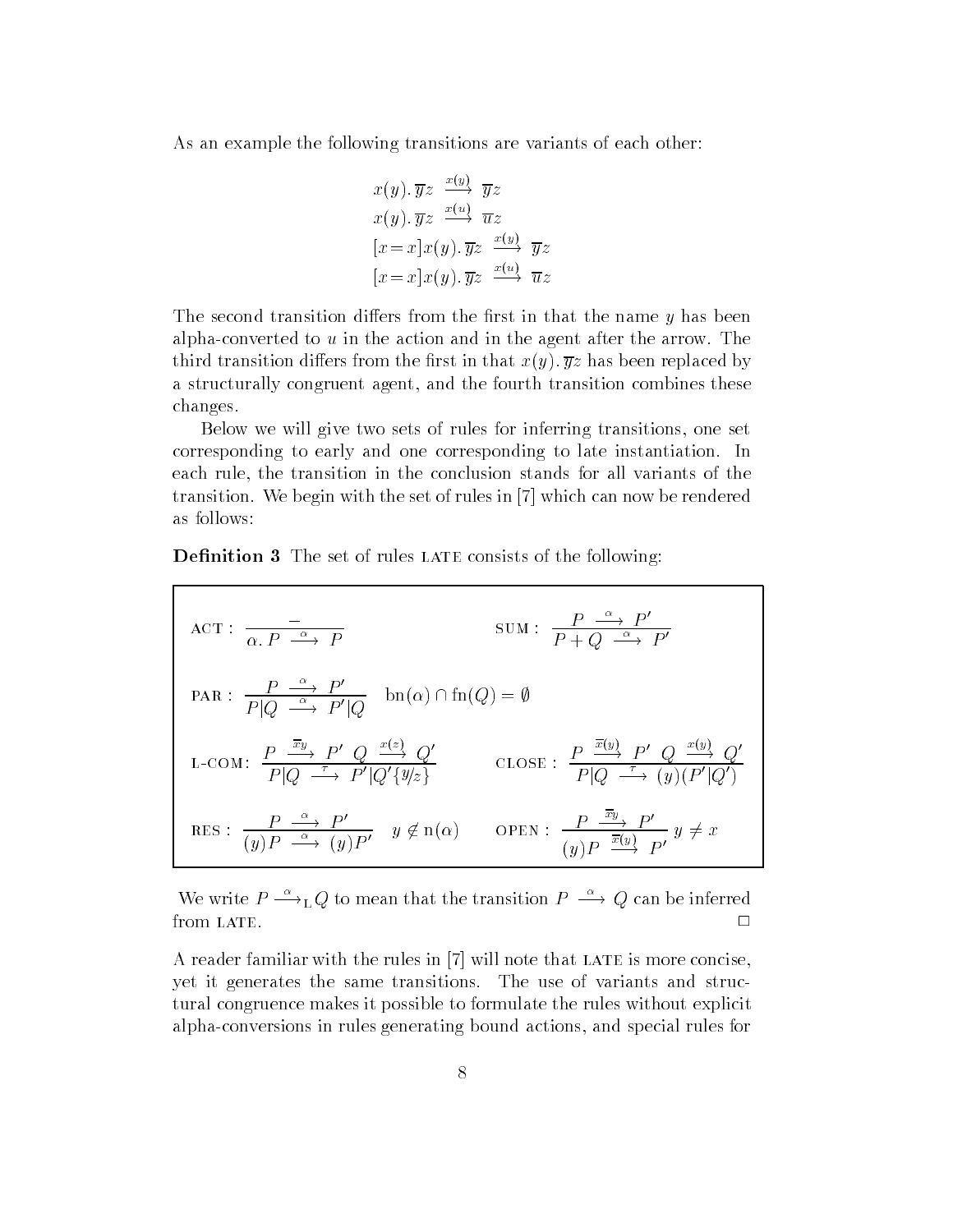As an example the following transitions are variants of each other:

$$x(y).\,\overline{y}z \xrightarrow{x(y)} \overline{y}z$$
$$x(y).\,\overline{y}z \xrightarrow{x(u)} \overline{u}z$$
$$[x=x]x(y).\,\overline{y}z \xrightarrow{x(y)} \overline{y}z$$
$$[x=x]x(y).\,\overline{y}z \xrightarrow{x(u)} \overline{u}z$$

The second transition differs from the first in that the name $y$ has been alpha-converted to $u$ in the action and in the agent after the arrow. The third transition differs from the first in that $x(y).\,\overline{y}z$ has been replaced by a structurally congruent agent, and the fourth transition combines these changes.

Below we will give two sets of rules for inferring transitions, one set corresponding to early and one corresponding to late instantiation. In each rule, the transition in the conclusion stands for all variants of the transition. We begin with the set of rules in [7] which can now be rendered as follows:

**Definition 3** The set of rules LATE consists of the following:

$$\text{ACT}: \ \frac{-}{\alpha.\,P \xrightarrow{\alpha} P} \qquad\qquad \text{SUM}: \ \frac{P \xrightarrow{\alpha} P'}{P+Q \xrightarrow{\alpha} P'}$$

$$\text{PAR}: \ \frac{P \xrightarrow{\alpha} P'}{P|Q \xrightarrow{\alpha} P'|Q} \quad \mathrm{bn}(\alpha)\cap\mathrm{fn}(Q)=\emptyset$$

$$\text{L-COM}: \ \frac{P \xrightarrow{\overline{x}y} P' \quad Q \xrightarrow{x(z)} Q'}{P|Q \xrightarrow{\tau} P'|Q'\{y/z\}} \qquad\qquad \text{CLOSE}: \ \frac{P \xrightarrow{\overline{x}(y)} P' \quad Q \xrightarrow{x(y)} Q'}{P|Q \xrightarrow{\tau} (y)(P'|Q')}$$

$$\text{RES}: \ \frac{P \xrightarrow{\alpha} P'}{(y)P \xrightarrow{\alpha} (y)P'} \quad y \notin \mathrm{n}(\alpha) \qquad\qquad \text{OPEN}: \ \frac{P \xrightarrow{\overline{x}y} P'}{(y)P \xrightarrow{\overline{x}(y)} P'} \ y \neq x$$

We write $P \xrightarrow{\alpha}_{\mathrm{L}} Q$ to mean that the transition $P \xrightarrow{\alpha} Q$ can be inferred from LATE. □

A reader familiar with the rules in [7] will note that LATE is more concise, yet it generates the same transitions. The use of variants and structural congruence makes it possible to formulate the rules without explicit alpha-conversions in rules generating bound actions, and special rules for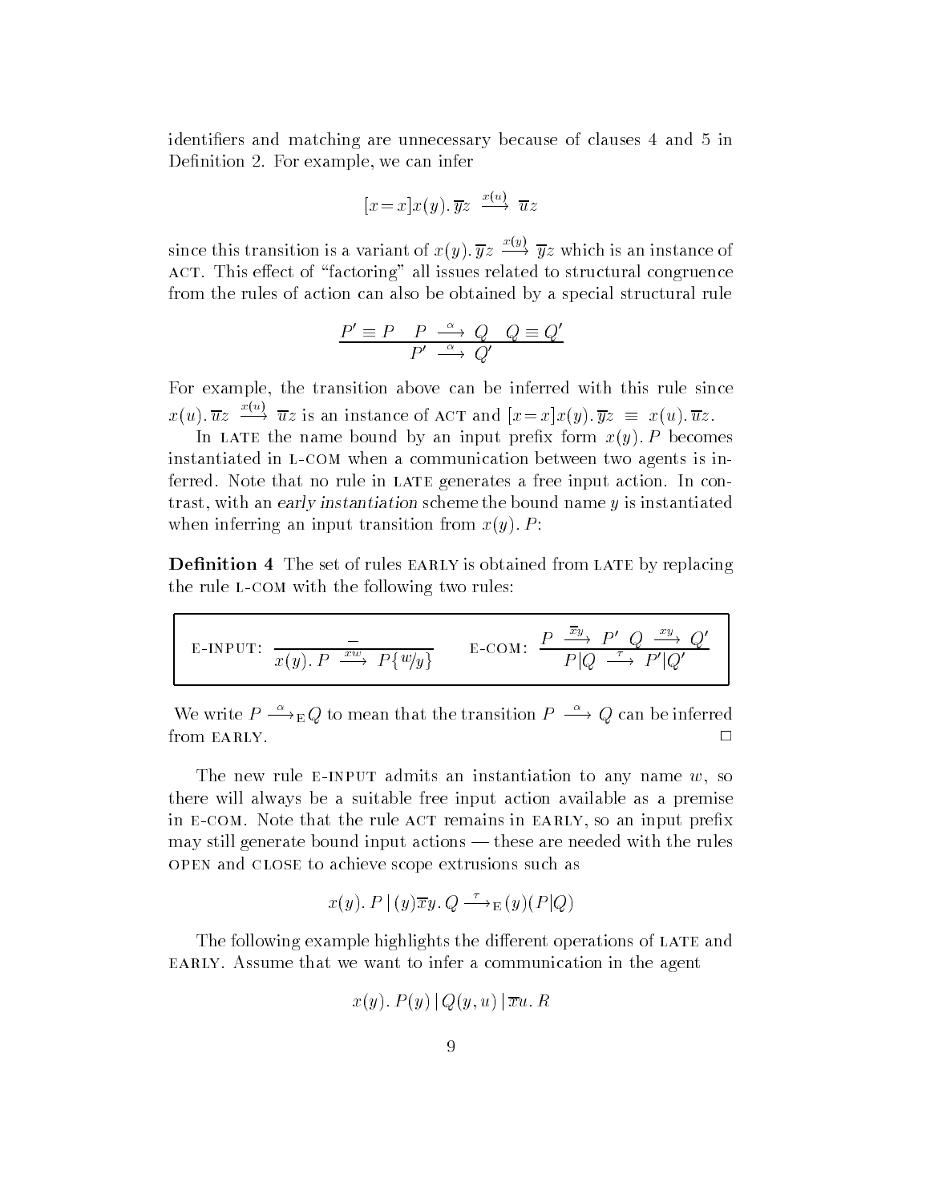identifiers and matching are unnecessary because of clauses 4 and 5 in Definition 2. For example, we can infer

$$[x = x]x(y).\,\overline{y}z \xrightarrow{x(u)} \overline{u}z$$

since this transition is a variant of $x(y).\,\overline{y}z \xrightarrow{x(y)} \overline{y}z$ which is an instance of ACT. This effect of "factoring" all issues related to structural congruence from the rules of action can also be obtained by a special structural rule

$$\frac{P' \equiv P \quad P \xrightarrow{\alpha} Q \quad Q \equiv Q'}{P' \xrightarrow{\alpha} Q'}$$

For example, the transition above can be inferred with this rule since $x(u).\,\overline{u}z \xrightarrow{x(u)} \overline{u}z$ is an instance of ACT and $[x = x]x(y).\,\overline{y}z \equiv x(u).\,\overline{u}z$.

In LATE the name bound by an input prefix form $x(y).\,P$ becomes instantiated in L-COM when a communication between two agents is inferred. Note that no rule in LATE generates a free input action. In contrast, with an *early instantiation* scheme the bound name $y$ is instantiated when inferring an input transition from $x(y).\,P$:

**Definition 4** The set of rules EARLY is obtained from LATE by replacing the rule L-COM with the following two rules:

$$\text{E-INPUT: } \frac{-}{x(y).\,P \xrightarrow{xw} P\{w/y\}} \qquad \text{E-COM: } \frac{P \xrightarrow{\overline{x}y} P' \quad Q \xrightarrow{xy} Q'}{P|Q \xrightarrow{\tau} P'|Q'}$$

We write $P \xrightarrow{\alpha}_{\mathrm{E}} Q$ to mean that the transition $P \xrightarrow{\alpha} Q$ can be inferred from EARLY. □

The new rule E-INPUT admits an instantiation to any name $w$, so there will always be a suitable free input action available as a premise in E-COM. Note that the rule ACT remains in EARLY, so an input prefix may still generate bound input actions — these are needed with the rules OPEN and CLOSE to achieve scope extrusions such as

$$x(y).\,P \,|\, (y)\overline{x}y.\,Q \xrightarrow{\tau}_{\mathrm{E}} (y)(P|Q)$$

The following example highlights the different operations of LATE and EARLY. Assume that we want to infer a communication in the agent

$$x(y).\,P(y) \,|\, Q(y, u) \,|\, \overline{x}u.\,R$$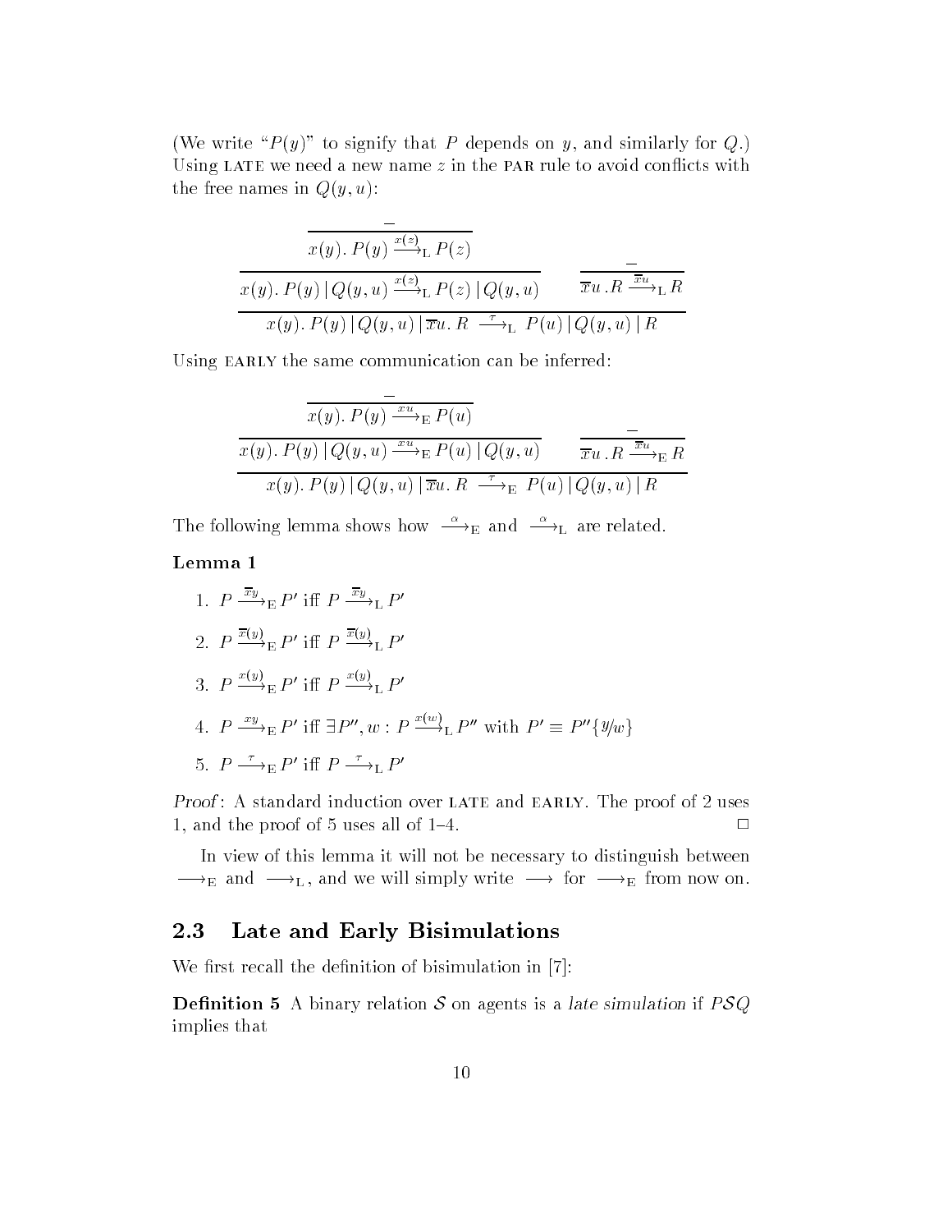(We write "$P(y)$" to signify that $P$ depends on $y$, and similarly for $Q$.) Using LATE we need a new name $z$ in the PAR rule to avoid conflicts with the free names in $Q(y,u)$:

$$\dfrac{\dfrac{\dfrac{-}{x(y).\,P(y) \xrightarrow{x(z)}_{\mathrm{L}} P(z)}}{x(y).\,P(y) \,|\, Q(y,u) \xrightarrow{x(z)}_{\mathrm{L}} P(z) \,|\, Q(y,u)} \qquad \dfrac{-}{\overline{x}u\,.R \xrightarrow{\overline{x}u}_{\mathrm{L}} R}}{x(y).\,P(y) \,|\, Q(y,u) \,|\, \overline{x}u.\,R \;\xrightarrow{\tau}_{\mathrm{L}}\; P(u) \,|\, Q(y,u) \,|\, R}$$

Using EARLY the same communication can be inferred:

$$\dfrac{\dfrac{\dfrac{-}{x(y).\,P(y) \xrightarrow{xu}_{\mathrm{E}} P(u)}}{x(y).\,P(y) \,|\, Q(y,u) \xrightarrow{xu}_{\mathrm{E}} P(u) \,|\, Q(y,u)} \qquad \dfrac{-}{\overline{x}u\,.R \xrightarrow{\overline{x}u}_{\mathrm{E}} R}}{x(y).\,P(y) \,|\, Q(y,u) \,|\, \overline{x}u.\,R \;\xrightarrow{\tau}_{\mathrm{E}}\; P(u) \,|\, Q(y,u) \,|\, R}$$

The following lemma shows how $\xrightarrow{\alpha}_{\mathrm{E}}$ and $\xrightarrow{\alpha}_{\mathrm{L}}$ are related.

**Lemma 1**

1. $P \xrightarrow{\overline{x}y}_{\mathrm{E}} P'$ iff $P \xrightarrow{\overline{x}y}_{\mathrm{L}} P'$
2. $P \xrightarrow{\overline{x}(y)}_{\mathrm{E}} P'$ iff $P \xrightarrow{\overline{x}(y)}_{\mathrm{L}} P'$
3. $P \xrightarrow{x(y)}_{\mathrm{E}} P'$ iff $P \xrightarrow{x(y)}_{\mathrm{L}} P'$
4. $P \xrightarrow{xy}_{\mathrm{E}} P'$ iff $\exists P'', w : P \xrightarrow{x(w)}_{\mathrm{L}} P''$ with $P' \equiv P''\{y/w\}$
5. $P \xrightarrow{\tau}_{\mathrm{E}} P'$ iff $P \xrightarrow{\tau}_{\mathrm{L}} P'$

*Proof*: A standard induction over LATE and EARLY. The proof of 2 uses 1, and the proof of 5 uses all of 1–4. □

In view of this lemma it will not be necessary to distinguish between $\longrightarrow_{\mathrm{E}}$ and $\longrightarrow_{\mathrm{L}}$, and we will simply write $\longrightarrow$ for $\longrightarrow_{\mathrm{E}}$ from now on.

## 2.3 Late and Early Bisimulations

We first recall the definition of bisimulation in [7]:

**Definition 5** A binary relation $\mathcal{S}$ on agents is a *late simulation* if $P\mathcal{S}Q$ implies that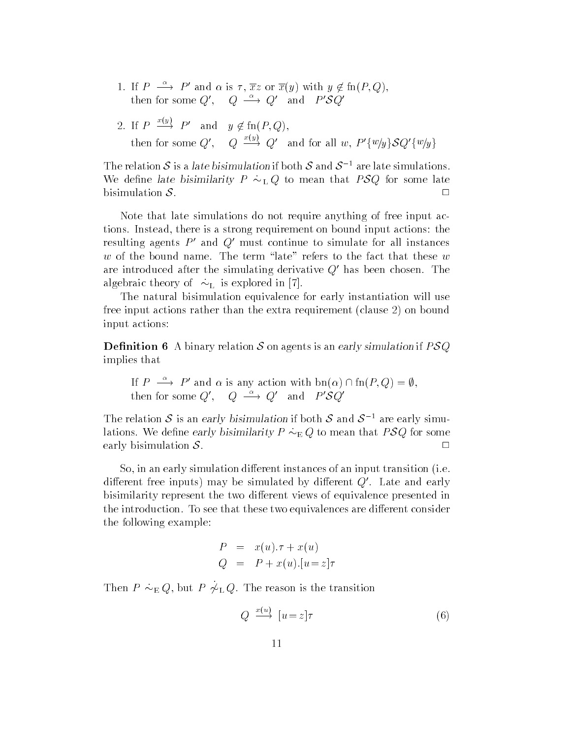1. If $P \xrightarrow{\alpha} P'$ and $\alpha$ is $\tau$, $\overline{x}z$ or $\overline{x}(y)$ with $y \notin \mathrm{fn}(P,Q)$,
   then for some $Q'$, $\quad Q \xrightarrow{\alpha} Q' \quad$ and $\quad P' \mathcal{S} Q'$

2. If $P \xrightarrow{x(y)} P' \quad$ and $\quad y \notin \mathrm{fn}(P,Q)$,
   then for some $Q'$, $\quad Q \xrightarrow{x(y)} Q' \quad$ and for all $w$, $P'\{w/y\} \mathcal{S} Q'\{w/y\}$

The relation $\mathcal{S}$ is a *late bisimulation* if both $\mathcal{S}$ and $\mathcal{S}^{-1}$ are late simulations. We define *late bisimilarity* $P \;\dot{\sim}_{\mathrm{L}}\, Q$ to mean that $P\mathcal{S}Q$ for some late bisimulation $\mathcal{S}$. □

Note that late simulations do not require anything of free input actions. Instead, there is a strong requirement on bound input actions: the resulting agents $P'$ and $Q'$ must continue to simulate for all instances $w$ of the bound name. The term "late" refers to the fact that these $w$ are introduced after the simulating derivative $Q'$ has been chosen. The algebraic theory of $\dot{\sim}_{\mathrm{L}}$ is explored in [7].

The natural bisimulation equivalence for early instantiation will use free input actions rather than the extra requirement (clause 2) on bound input actions:

**Definition 6** A binary relation $\mathcal{S}$ on agents is an *early simulation* if $P\mathcal{S}Q$ implies that

> If $P \xrightarrow{\alpha} P'$ and $\alpha$ is any action with $\mathrm{bn}(\alpha) \cap \mathrm{fn}(P,Q) = \emptyset$,
> then for some $Q'$, $\quad Q \xrightarrow{\alpha} Q' \quad$ and $\quad P'\mathcal{S}Q'$

The relation $\mathcal{S}$ is an *early bisimulation* if both $\mathcal{S}$ and $\mathcal{S}^{-1}$ are early simulations. We define *early bisimilarity* $P \;\dot{\sim}_{\mathrm{E}}\, Q$ to mean that $P\mathcal{S}Q$ for some early bisimulation $\mathcal{S}$. □

So, in an early simulation different instances of an input transition (i.e. different free inputs) may be simulated by different $Q'$. Late and early bisimilarity represent the two different views of equivalence presented in the introduction. To see that these two equivalences are different consider the following example:

$$
\begin{aligned}
P &= x(u).\tau + x(u) \\
Q &= P + x(u).[u=z]\tau
\end{aligned}
$$

Then $P \;\dot{\sim}_{\mathrm{E}}\, Q$, but $P \;\dot{\not\sim}_{\mathrm{L}}\, Q$. The reason is the transition

$$
Q \xrightarrow{x(u)} [u=z]\tau \tag{6}
$$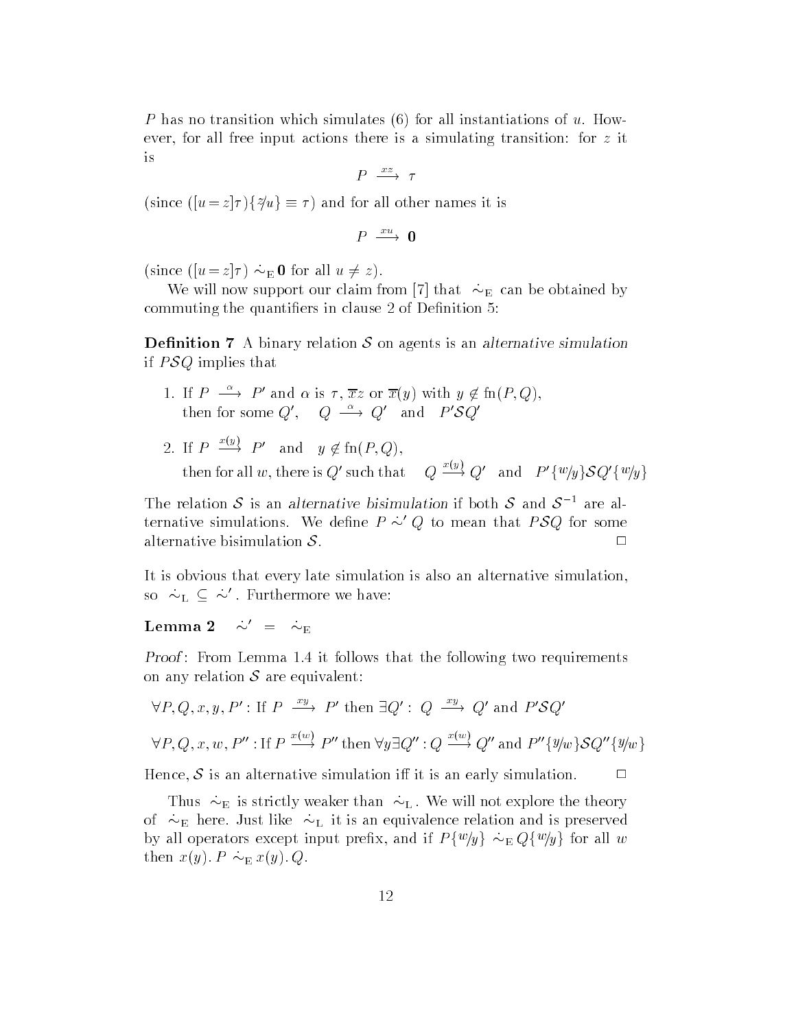$P$ has no transition which simulates (6) for all instantiations of $u$. However, for all free input actions there is a simulating transition: for $z$ it is

$$P \xrightarrow{xz} \tau$$

(since $([u=z]\tau)\{z/u\} \equiv \tau$) and for all other names it is

$$P \xrightarrow{xu} \mathbf{0}$$

(since $([u=z]\tau) \stackrel{\cdot}{\sim}_{\mathrm{E}} \mathbf{0}$ for all $u \neq z$).

We will now support our claim from [7] that $\stackrel{\cdot}{\sim}_{\mathrm{E}}$ can be obtained by commuting the quantifiers in clause 2 of Definition 5:

**Definition 7** A binary relation $\mathcal{S}$ on agents is an *alternative simulation* if $P\mathcal{S}Q$ implies that

1. If $P \xrightarrow{\alpha} P'$ and $\alpha$ is $\tau$, $\overline{x}z$ or $\overline{x}(y)$ with $y \notin \mathrm{fn}(P,Q)$, then for some $Q'$, $\quad Q \xrightarrow{\alpha} Q'$ and $P'\mathcal{S}Q'$
2. If $P \xrightarrow{x(y)} P'$ and $y \notin \mathrm{fn}(P,Q)$, then for all $w$, there is $Q'$ such that $\quad Q \xrightarrow{x(y)} Q'$ and $P'\{w/y\}\mathcal{S}Q'\{w/y\}$

The relation $\mathcal{S}$ is an *alternative bisimulation* if both $\mathcal{S}$ and $\mathcal{S}^{-1}$ are alternative simulations. We define $P \stackrel{\cdot}{\sim}' Q$ to mean that $P\mathcal{S}Q$ for some alternative bisimulation $\mathcal{S}$. $\square$

It is obvious that every late simulation is also an alternative simulation, so $\stackrel{\cdot}{\sim}_{\mathrm{L}} \subseteq \stackrel{\cdot}{\sim}'$. Furthermore we have:

**Lemma 2** $\quad \stackrel{\cdot}{\sim}' \; = \; \stackrel{\cdot}{\sim}_{\mathrm{E}}$

*Proof*: From Lemma 1.4 it follows that the following two requirements on any relation $\mathcal{S}$ are equivalent:

$$\forall P, Q, x, y, P' : \text{If } P \xrightarrow{xy} P' \text{ then } \exists Q' : \; Q \xrightarrow{xy} Q' \text{ and } P'\mathcal{S}Q'$$

$$\forall P, Q, x, w, P'' : \text{If } P \xrightarrow{x(w)} P'' \text{ then } \forall y \exists Q'' : Q \xrightarrow{x(w)} Q'' \text{ and } P''\{y/w\}\mathcal{S}Q''\{y/w\}$$

Hence, $\mathcal{S}$ is an alternative simulation iff it is an early simulation. $\square$

Thus $\stackrel{\cdot}{\sim}_{\mathrm{E}}$ is strictly weaker than $\stackrel{\cdot}{\sim}_{\mathrm{L}}$. We will not explore the theory of $\stackrel{\cdot}{\sim}_{\mathrm{E}}$ here. Just like $\stackrel{\cdot}{\sim}_{\mathrm{L}}$ it is an equivalence relation and is preserved by all operators except input prefix, and if $P\{w/y\} \stackrel{\cdot}{\sim}_{\mathrm{E}} Q\{w/y\}$ for all $w$ then $x(y).\,P \stackrel{\cdot}{\sim}_{\mathrm{E}} x(y).\,Q$.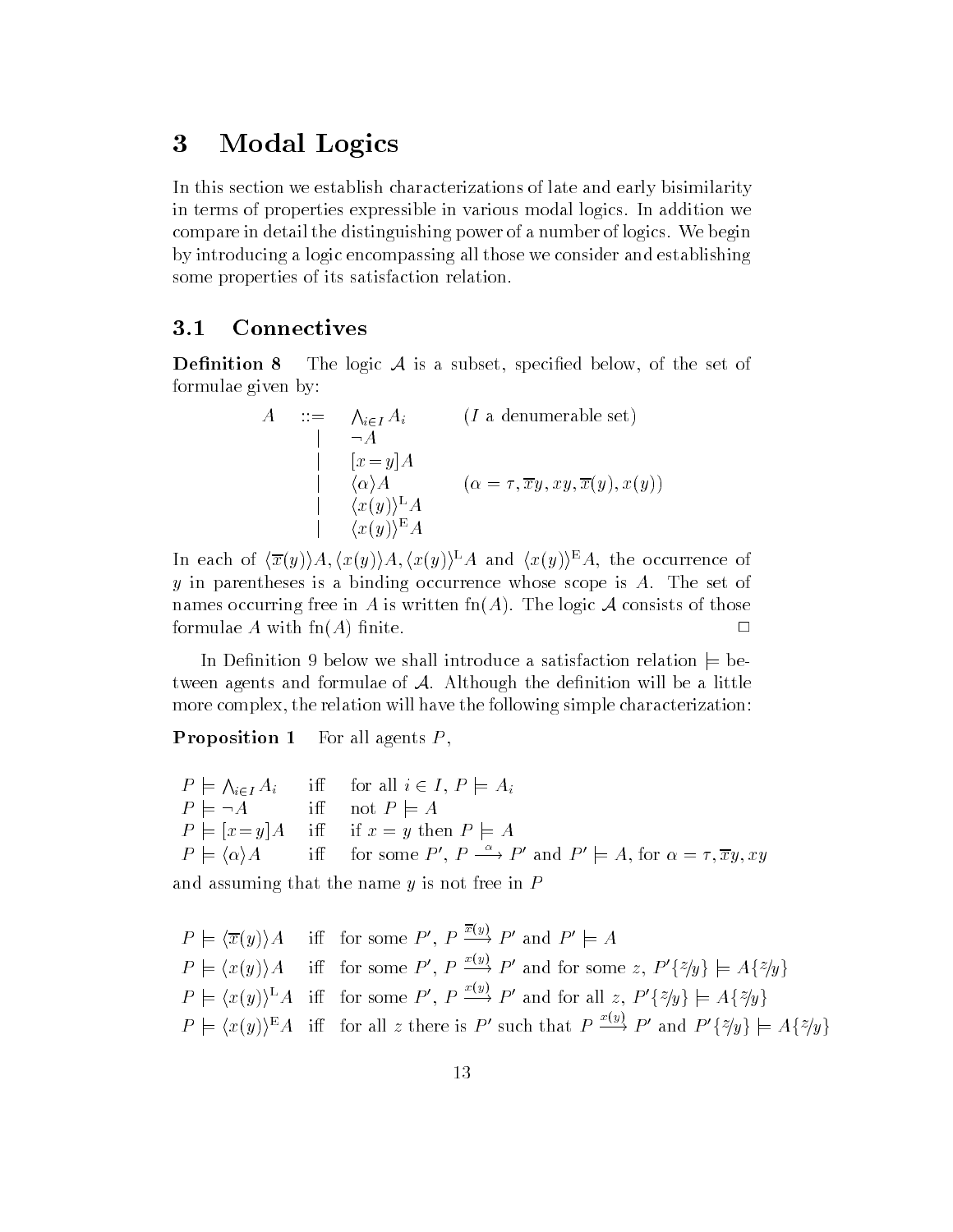# 3 Modal Logics

In this section we establish characterizations of late and early bisimilarity in terms of properties expressible in various modal logics. In addition we compare in detail the distinguishing power of a number of logics. We begin by introducing a logic encompassing all those we consider and establishing some properties of its satisfaction relation.

## 3.1 Connectives

**Definition 8** The logic $\mathcal{A}$ is a subset, specified below, of the set of formulae given by:

$$
\begin{array}{rcll}
A & ::= & \bigwedge_{i\in I} A_i & (I \text{ a denumerable set}) \\
 & | & \neg A & \\
 & | & [x=y]A & \\
 & | & \langle \alpha \rangle A & (\alpha = \tau, \overline{x}y, xy, \overline{x}(y), x(y)) \\
 & | & \langle x(y) \rangle^{\mathrm{L}} A & \\
 & | & \langle x(y) \rangle^{\mathrm{E}} A &
\end{array}
$$

In each of $\langle \overline{x}(y) \rangle A, \langle x(y) \rangle A, \langle x(y) \rangle^{\mathrm{L}} A$ and $\langle x(y) \rangle^{\mathrm{E}} A$, the occurrence of $y$ in parentheses is a binding occurrence whose scope is $A$. The set of names occurring free in $A$ is written $\mathrm{fn}(A)$. The logic $\mathcal{A}$ consists of those formulae $A$ with $\mathrm{fn}(A)$ finite. □

In Definition 9 below we shall introduce a satisfaction relation $\models$ between agents and formulae of $\mathcal{A}$. Although the definition will be a little more complex, the relation will have the following simple characterization:

**Proposition 1** For all agents $P$,

$$
\begin{array}{lll}
P \models \bigwedge_{i\in I} A_i & \text{iff} & \text{for all } i \in I,\ P \models A_i \\
P \models \neg A & \text{iff} & \text{not } P \models A \\
P \models [x=y]A & \text{iff} & \text{if } x = y \text{ then } P \models A \\
P \models \langle \alpha \rangle A & \text{iff} & \text{for some } P',\ P \xrightarrow{\alpha} P' \text{ and } P' \models A, \text{ for } \alpha = \tau, \overline{x}y, xy
\end{array}
$$

and assuming that the name $y$ is not free in $P$

$$
\begin{array}{lll}
P \models \langle \overline{x}(y) \rangle A & \text{iff} & \text{for some } P',\ P \xrightarrow{\overline{x}(y)} P' \text{ and } P' \models A \\
P \models \langle x(y) \rangle A & \text{iff} & \text{for some } P',\ P \xrightarrow{x(y)} P' \text{ and for some } z,\ P'\{z/y\} \models A\{z/y\} \\
P \models \langle x(y) \rangle^{\mathrm{L}} A & \text{iff} & \text{for some } P',\ P \xrightarrow{x(y)} P' \text{ and for all } z,\ P'\{z/y\} \models A\{z/y\} \\
P \models \langle x(y) \rangle^{\mathrm{E}} A & \text{iff} & \text{for all } z \text{ there is } P' \text{ such that } P \xrightarrow{x(y)} P' \text{ and } P'\{z/y\} \models A\{z/y\}
\end{array}
$$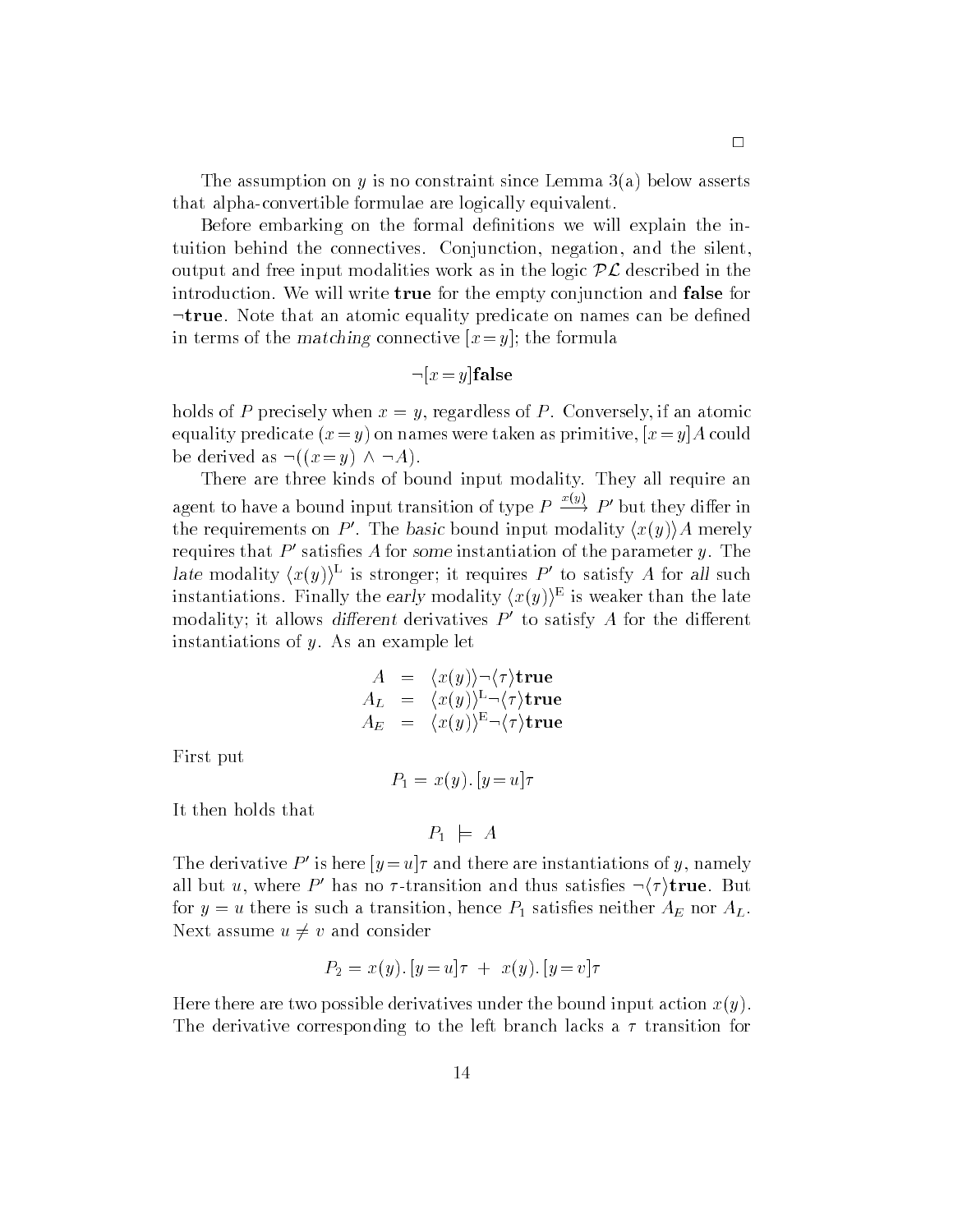□

The assumption on $y$ is no constraint since Lemma 3(a) below asserts that alpha-convertible formulae are logically equivalent.

Before embarking on the formal definitions we will explain the intuition behind the connectives. Conjunction, negation, and the silent, output and free input modalities work as in the logic $\mathcal{PL}$ described in the introduction. We will write **true** for the empty conjunction and **false** for $\neg$**true**. Note that an atomic equality predicate on names can be defined in terms of the *matching* connective $[x = y]$; the formula

$$\neg[x = y]\mathbf{false}$$

holds of $P$ precisely when $x = y$, regardless of $P$. Conversely, if an atomic equality predicate $(x = y)$ on names were taken as primitive, $[x = y]A$ could be derived as $\neg((x = y) \wedge \neg A)$.

There are three kinds of bound input modality. They all require an agent to have a bound input transition of type $P \xrightarrow{x(y)} P'$ but they differ in the requirements on $P'$. The *basic* bound input modality $\langle x(y)\rangle A$ merely requires that $P'$ satisfies $A$ for *some* instantiation of the parameter $y$. The *late* modality $\langle x(y)\rangle^{\mathrm{L}}$ is stronger; it requires $P'$ to satisfy $A$ for *all* such instantiations. Finally the *early* modality $\langle x(y)\rangle^{\mathrm{E}}$ is weaker than the late modality; it allows *different* derivatives $P'$ to satisfy $A$ for the different instantiations of $y$. As an example let

$$\begin{array}{rcl} A & = & \langle x(y)\rangle\neg\langle\tau\rangle\mathbf{true} \\ A_L & = & \langle x(y)\rangle^{\mathrm{L}}\neg\langle\tau\rangle\mathbf{true} \\ A_E & = & \langle x(y)\rangle^{\mathrm{E}}\neg\langle\tau\rangle\mathbf{true} \end{array}$$

First put

$$P_1 = x(y).\,[y = u]\tau$$

It then holds that

$$P_1 \models A$$

The derivative $P'$ is here $[y = u]\tau$ and there are instantiations of $y$, namely all but $u$, where $P'$ has no $\tau$-transition and thus satisfies $\neg\langle\tau\rangle$**true**. But for $y = u$ there is such a transition, hence $P_1$ satisfies neither $A_E$ nor $A_L$. Next assume $u \neq v$ and consider

$$P_2 = x(y).\,[y = u]\tau \ + \ x(y).\,[y = v]\tau$$

Here there are two possible derivatives under the bound input action $x(y)$. The derivative corresponding to the left branch lacks a $\tau$ transition for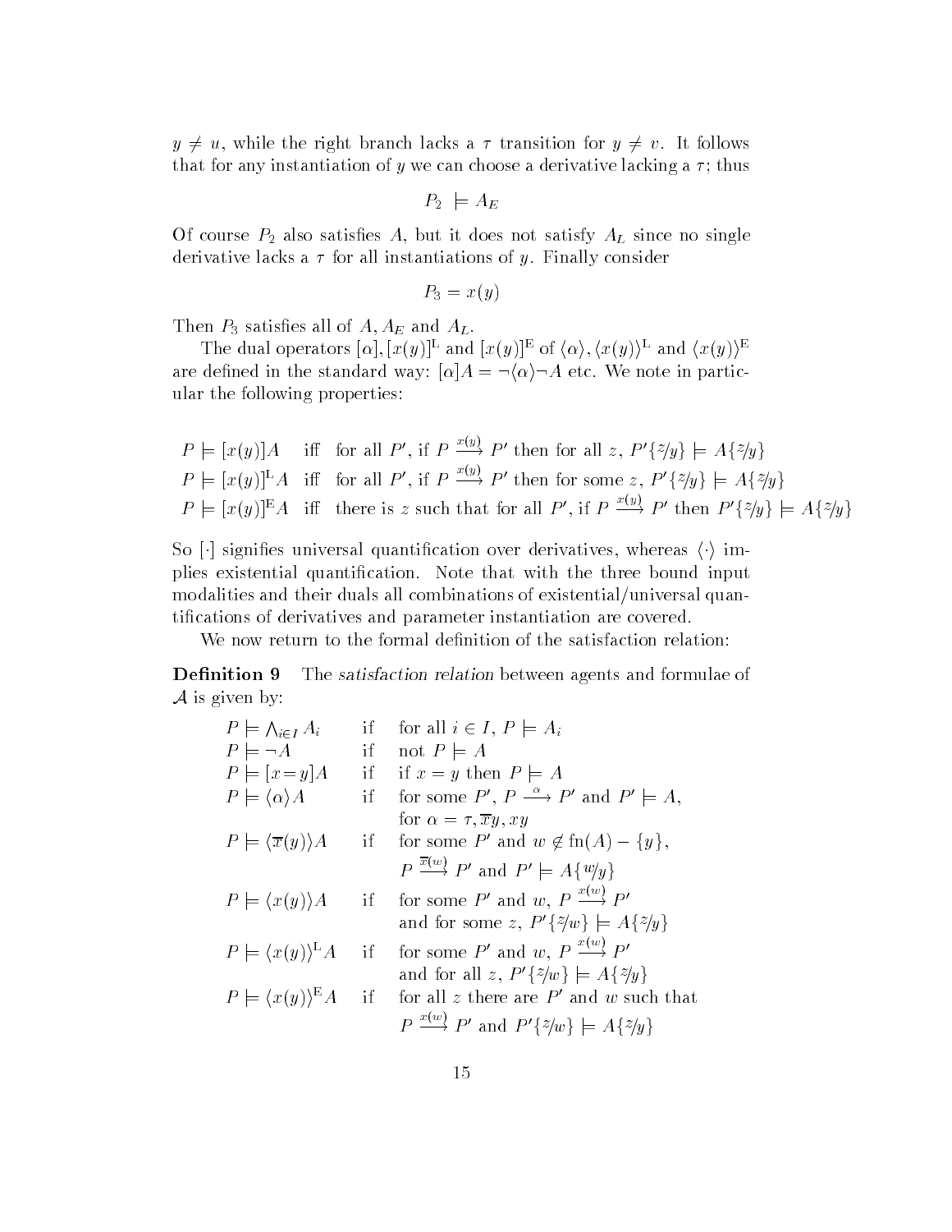$y \neq u$, while the right branch lacks a $\tau$ transition for $y \neq v$. It follows that for any instantiation of $y$ we can choose a derivative lacking a $\tau$; thus

$$P_2 \models A_E$$

Of course $P_2$ also satisfies $A$, but it does not satisfy $A_L$ since no single derivative lacks a $\tau$ for all instantiations of $y$. Finally consider

$$P_3 = x(y)$$

Then $P_3$ satisfies all of $A$, $A_E$ and $A_L$.

The dual operators $[\alpha], [x(y)]^{\mathrm{L}}$ and $[x(y)]^{\mathrm{E}}$ of $\langle\alpha\rangle, \langle x(y)\rangle^{\mathrm{L}}$ and $\langle x(y)\rangle^{\mathrm{E}}$ are defined in the standard way: $[\alpha]A = \neg\langle\alpha\rangle\neg A$ etc. We note in particular the following properties:

$$
\begin{array}{lll}
P \models [x(y)]A & \text{iff} & \text{for all } P', \text{ if } P \xrightarrow{x(y)} P' \text{ then for all } z,\ P'\{z/y\} \models A\{z/y\} \\
P \models [x(y)]^{\mathrm{L}}A & \text{iff} & \text{for all } P', \text{ if } P \xrightarrow{x(y)} P' \text{ then for some } z,\ P'\{z/y\} \models A\{z/y\} \\
P \models [x(y)]^{\mathrm{E}}A & \text{iff} & \text{there is } z \text{ such that for all } P', \text{ if } P \xrightarrow{x(y)} P' \text{ then } P'\{z/y\} \models A\{z/y\}
\end{array}
$$

So $[\cdot]$ signifies universal quantification over derivatives, whereas $\langle\cdot\rangle$ implies existential quantification. Note that with the three bound input modalities and their duals all combinations of existential/universal quantifications of derivatives and parameter instantiation are covered.

We now return to the formal definition of the satisfaction relation:

**Definition 9** The *satisfaction relation* between agents and formulae of $\mathcal{A}$ is given by:

$$
\begin{array}{lll}
P \models \bigwedge_{i\in I} A_i & \text{if} & \text{for all } i \in I,\ P \models A_i \\
P \models \neg A & \text{if} & \text{not } P \models A \\
P \models [x = y]A & \text{if} & \text{if } x = y \text{ then } P \models A \\
P \models \langle\alpha\rangle A & \text{if} & \text{for some } P',\ P \xrightarrow{\alpha} P' \text{ and } P' \models A, \\
 & & \text{for } \alpha = \tau, \overline{x}y, xy \\
P \models \langle\overline{x}(y)\rangle A & \text{if} & \text{for some } P' \text{ and } w \notin \mathrm{fn}(A) - \{y\}, \\
 & & P \xrightarrow{\overline{x}(w)} P' \text{ and } P' \models A\{w/y\} \\
P \models \langle x(y)\rangle A & \text{if} & \text{for some } P' \text{ and } w,\ P \xrightarrow{x(w)} P' \\
 & & \text{and for some } z,\ P'\{z/w\} \models A\{z/y\} \\
P \models \langle x(y)\rangle^{\mathrm{L}} A & \text{if} & \text{for some } P' \text{ and } w,\ P \xrightarrow{x(w)} P' \\
 & & \text{and for all } z,\ P'\{z/w\} \models A\{z/y\} \\
P \models \langle x(y)\rangle^{\mathrm{E}} A & \text{if} & \text{for all } z \text{ there are } P' \text{ and } w \text{ such that} \\
 & & P \xrightarrow{x(w)} P' \text{ and } P'\{z/w\} \models A\{z/y\}
\end{array}
$$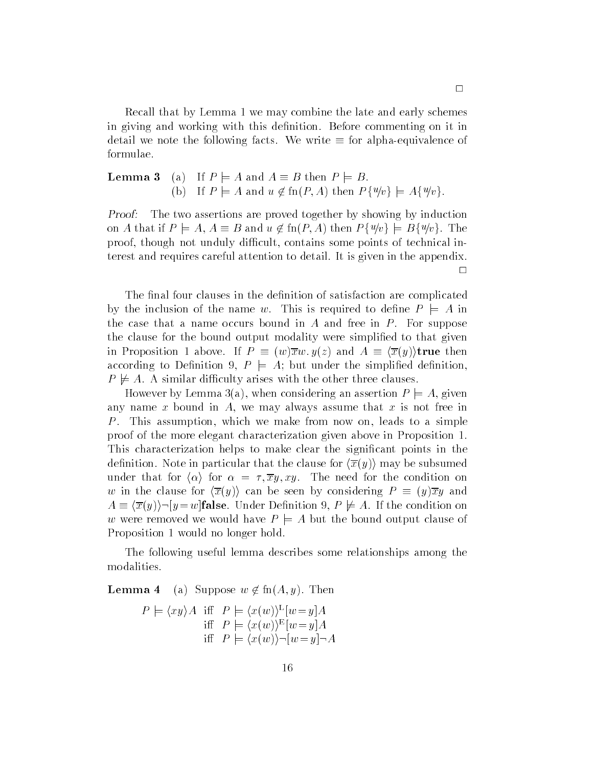□

Recall that by Lemma 1 we may combine the late and early schemes in giving and working with this definition. Before commenting on it in detail we note the following facts. We write $\equiv$ for alpha-equivalence of formulae.

**Lemma 3** (a) If $P \models A$ and $A \equiv B$ then $P \models B$.
(b) If $P \models A$ and $u \notin \mathrm{fn}(P, A)$ then $P\{u/v\} \models A\{u/v\}$.

*Proof:* The two assertions are proved together by showing by induction on $A$ that if $P \models A$, $A \equiv B$ and $u \notin \mathrm{fn}(P, A)$ then $P\{u/v\} \models B\{u/v\}$. The proof, though not unduly difficult, contains some points of technical interest and requires careful attention to detail. It is given in the appendix. □

The final four clauses in the definition of satisfaction are complicated by the inclusion of the name $w$. This is required to define $P \models A$ in the case that a name occurs bound in $A$ and free in $P$. For suppose the clause for the bound output modality were simplified to that given in Proposition 1 above. If $P \equiv (w)\overline{x}w.\,y(z)$ and $A \equiv \langle \overline{x}(y) \rangle \mathbf{true}$ then according to Definition 9, $P \models A$; but under the simplified definition, $P \not\models A$. A similar difficulty arises with the other three clauses.

However by Lemma 3(a), when considering an assertion $P \models A$, given any name $x$ bound in $A$, we may always assume that $x$ is not free in $P$. This assumption, which we make from now on, leads to a simple proof of the more elegant characterization given above in Proposition 1. This characterization helps to make clear the significant points in the definition. Note in particular that the clause for $\langle \overline{x}(y) \rangle$ may be subsumed under that for $\langle \alpha \rangle$ for $\alpha = \tau, \overline{x}y, xy$. The need for the condition on $w$ in the clause for $\langle \overline{x}(y) \rangle$ can be seen by considering $P \equiv (y)\overline{x}y$ and $A \equiv \langle \overline{x}(y) \rangle \neg [y = w]\mathbf{false}$. Under Definition 9, $P \not\models A$. If the condition on $w$ were removed we would have $P \models A$ but the bound output clause of Proposition 1 would no longer hold.

The following useful lemma describes some relationships among the modalities.

**Lemma 4** (a) Suppose $w \notin \mathrm{fn}(A, y)$. Then

$$
\begin{aligned}
P \models \langle xy \rangle A \quad &\text{iff} \quad P \models \langle x(w) \rangle^{\mathrm{L}} [w = y] A \\
&\text{iff} \quad P \models \langle x(w) \rangle^{\mathrm{E}} [w = y] A \\
&\text{iff} \quad P \models \langle x(w) \rangle \neg [w = y] \neg A
\end{aligned}
$$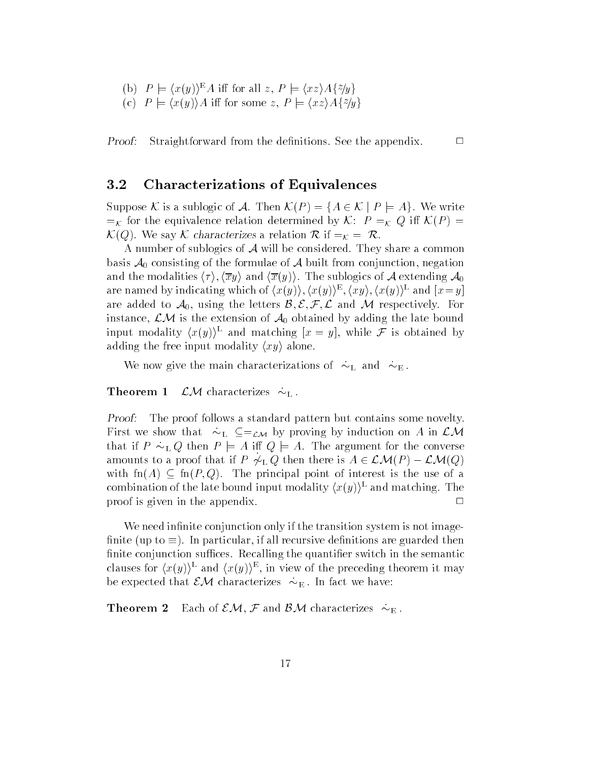(b) $P \models \langle x(y)\rangle^{\mathrm{E}} A$ iff for all $z$, $P \models \langle xz\rangle A\{z/y\}$
(c) $P \models \langle x(y)\rangle A$ iff for some $z$, $P \models \langle xz\rangle A\{z/y\}$

*Proof:* Straightforward from the definitions. See the appendix. $\Box$

## 3.2 Characterizations of Equivalences

Suppose $\mathcal{K}$ is a sublogic of $\mathcal{A}$. Then $\mathcal{K}(P) = \{A \in \mathcal{K} \mid P \models A\}$. We write $=_{\mathcal{K}}$ for the equivalence relation determined by $\mathcal{K}$: $P =_{\mathcal{K}} Q$ iff $\mathcal{K}(P) = \mathcal{K}(Q)$. We say $\mathcal{K}$ *characterizes* a relation $\mathcal{R}$ if $=_{\mathcal{K}} = \mathcal{R}$.

A number of sublogics of $\mathcal{A}$ will be considered. They share a common basis $\mathcal{A}_0$ consisting of the formulae of $\mathcal{A}$ built from conjunction, negation and the modalities $\langle\tau\rangle$, $\langle\overline{x}y\rangle$ and $\langle\overline{x}(y)\rangle$. The sublogics of $\mathcal{A}$ extending $\mathcal{A}_0$ are named by indicating which of $\langle x(y)\rangle, \langle x(y)\rangle^{\mathrm{E}}, \langle xy\rangle, \langle x(y)\rangle^{\mathrm{L}}$ and $[x=y]$ are added to $\mathcal{A}_0$, using the letters $\mathcal{B}, \mathcal{E}, \mathcal{F}, \mathcal{L}$ and $\mathcal{M}$ respectively. For instance, $\mathcal{LM}$ is the extension of $\mathcal{A}_0$ obtained by adding the late bound input modality $\langle x(y)\rangle^{\mathrm{L}}$ and matching $[x=y]$, while $\mathcal{F}$ is obtained by adding the free input modality $\langle xy\rangle$ alone.

We now give the main characterizations of $\dot{\sim}_{\mathrm{L}}$ and $\dot{\sim}_{\mathrm{E}}$.

**Theorem 1** $\mathcal{LM}$ characterizes $\dot{\sim}_{\mathrm{L}}$.

*Proof:* The proof follows a standard pattern but contains some novelty. First we show that $\dot{\sim}_{\mathrm{L}} \subseteq =_{\mathcal{LM}}$ by proving by induction on $A$ in $\mathcal{LM}$ that if $P \dot{\sim}_{\mathrm{L}} Q$ then $P \models A$ iff $Q \models A$. The argument for the converse amounts to a proof that if $P \dot{\not\sim}_{\mathrm{L}} Q$ then there is $A \in \mathcal{LM}(P) - \mathcal{LM}(Q)$ with $\mathrm{fn}(A) \subseteq \mathrm{fn}(P,Q)$. The principal point of interest is the use of a combination of the late bound input modality $\langle x(y)\rangle^{\mathrm{L}}$ and matching. The proof is given in the appendix. $\Box$

We need infinite conjunction only if the transition system is not image-finite (up to $\equiv$). In particular, if all recursive definitions are guarded then finite conjunction suffices. Recalling the quantifier switch in the semantic clauses for $\langle x(y)\rangle^{\mathrm{L}}$ and $\langle x(y)\rangle^{\mathrm{E}}$, in view of the preceding theorem it may be expected that $\mathcal{EM}$ characterizes $\dot{\sim}_{\mathrm{E}}$. In fact we have:

**Theorem 2** Each of $\mathcal{EM}$, $\mathcal{F}$ and $\mathcal{BM}$ characterizes $\dot{\sim}_{\mathrm{E}}$.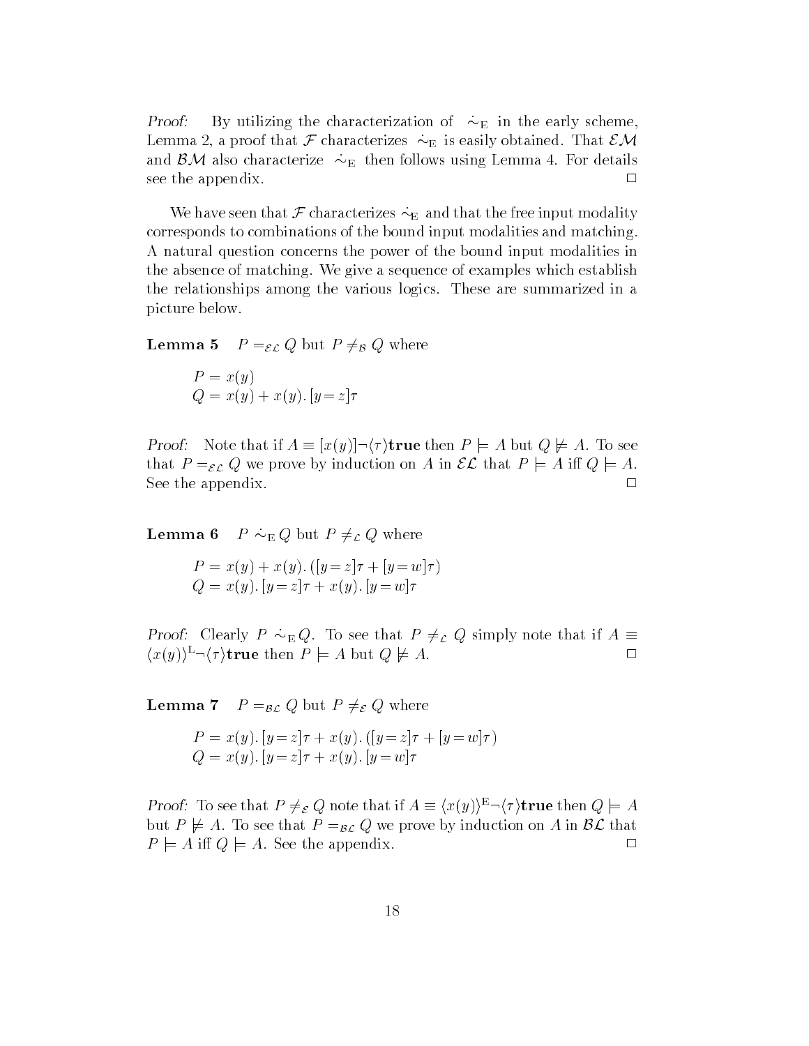*Proof:* By utilizing the characterization of $\dot{\sim}_{\mathrm{E}}$ in the early scheme, Lemma 2, a proof that $\mathcal{F}$ characterizes $\dot{\sim}_{\mathrm{E}}$ is easily obtained. That $\mathcal{EM}$ and $\mathcal{BM}$ also characterize $\dot{\sim}_{\mathrm{E}}$ then follows using Lemma 4. For details see the appendix. □

We have seen that $\mathcal{F}$ characterizes $\dot{\sim}_{\mathrm{E}}$ and that the free input modality corresponds to combinations of the bound input modalities and matching. A natural question concerns the power of the bound input modalities in the absence of matching. We give a sequence of examples which establish the relationships among the various logics. These are summarized in a picture below.

**Lemma 5** $P =_{\mathcal{EL}} Q$ but $P \neq_{\mathcal{B}} Q$ where

$$P = x(y)$$
$$Q = x(y) + x(y).\,[y = z]\tau$$

*Proof:* Note that if $A \equiv [x(y)]\neg\langle\tau\rangle\mathbf{true}$ then $P \models A$ but $Q \not\models A$. To see that $P =_{\mathcal{EL}} Q$ we prove by induction on $A$ in $\mathcal{EL}$ that $P \models A$ iff $Q \models A$. See the appendix. □

**Lemma 6** $P \,\dot{\sim}_{\mathrm{E}}\, Q$ but $P \neq_{\mathcal{L}} Q$ where

$$P = x(y) + x(y).\,([y = z]\tau + [y = w]\tau)$$
$$Q = x(y).\,[y = z]\tau + x(y).\,[y = w]\tau$$

*Proof:* Clearly $P \,\dot{\sim}_{\mathrm{E}}\, Q$. To see that $P \neq_{\mathcal{L}} Q$ simply note that if $A \equiv \langle x(y)\rangle^{\mathrm{L}}\neg\langle\tau\rangle\mathbf{true}$ then $P \models A$ but $Q \not\models A$. □

**Lemma 7** $P =_{\mathcal{BL}} Q$ but $P \neq_{\mathcal{E}} Q$ where

$$P = x(y).\,[y = z]\tau + x(y).\,([y = z]\tau + [y = w]\tau)$$
$$Q = x(y).\,[y = z]\tau + x(y).\,[y = w]\tau$$

*Proof:* To see that $P \neq_{\mathcal{E}} Q$ note that if $A \equiv \langle x(y)\rangle^{\mathrm{E}}\neg\langle\tau\rangle\mathbf{true}$ then $Q \models A$ but $P \not\models A$. To see that $P =_{\mathcal{BL}} Q$ we prove by induction on $A$ in $\mathcal{BL}$ that $P \models A$ iff $Q \models A$. See the appendix. □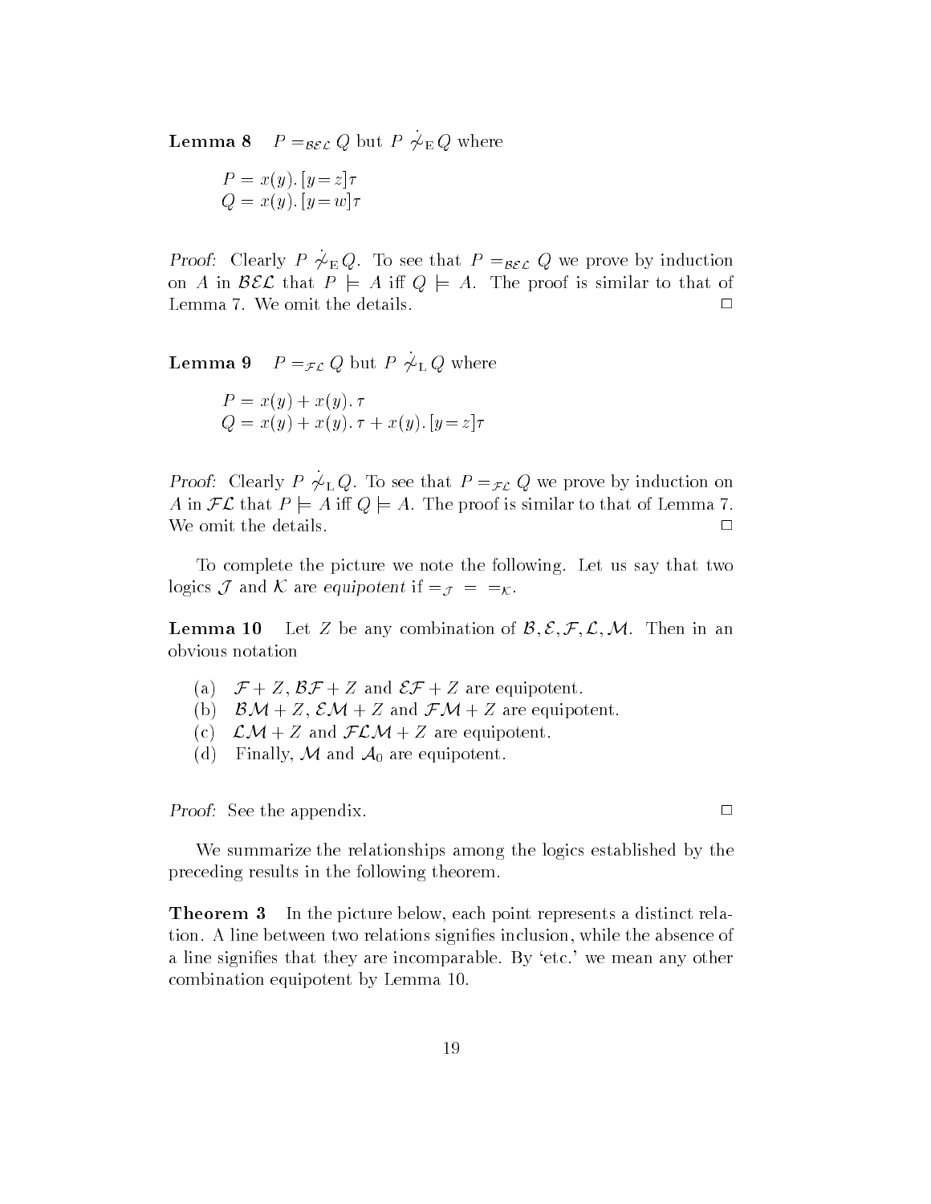**Lemma 8** $P =_{\mathcal{BEL}} Q$ but $P \not\dot{\sim}_{\mathrm{E}} Q$ where

$$P = x(y).\,[y = z]\tau$$
$$Q = x(y).\,[y = w]\tau$$

*Proof:* Clearly $P \not\dot{\sim}_{\mathrm{E}} Q$. To see that $P =_{\mathcal{BEL}} Q$ we prove by induction on $A$ in $\mathcal{BEL}$ that $P \models A$ iff $Q \models A$. The proof is similar to that of Lemma 7. We omit the details. □

**Lemma 9** $P =_{\mathcal{FL}} Q$ but $P \not\dot{\sim}_{\mathrm{L}} Q$ where

$$P = x(y) + x(y).\,\tau$$
$$Q = x(y) + x(y).\,\tau + x(y).\,[y = z]\tau$$

*Proof:* Clearly $P \not\dot{\sim}_{\mathrm{L}} Q$. To see that $P =_{\mathcal{FL}} Q$ we prove by induction on $A$ in $\mathcal{FL}$ that $P \models A$ iff $Q \models A$. The proof is similar to that of Lemma 7. We omit the details. □

To complete the picture we note the following. Let us say that two logics $\mathcal{J}$ and $\mathcal{K}$ are *equipotent* if $=_{\mathcal{J}} \; = \; =_{\mathcal{K}}$.

**Lemma 10** Let $Z$ be any combination of $\mathcal{B}, \mathcal{E}, \mathcal{F}, \mathcal{L}, \mathcal{M}$. Then in an obvious notation

- (a) $\mathcal{F} + Z$, $\mathcal{BF} + Z$ and $\mathcal{EF} + Z$ are equipotent.
- (b) $\mathcal{BM} + Z$, $\mathcal{EM} + Z$ and $\mathcal{FM} + Z$ are equipotent.
- (c) $\mathcal{LM} + Z$ and $\mathcal{FLM} + Z$ are equipotent.
- (d) Finally, $\mathcal{M}$ and $\mathcal{A}_0$ are equipotent.

*Proof:* See the appendix. □

We summarize the relationships among the logics established by the preceding results in the following theorem.

**Theorem 3** In the picture below, each point represents a distinct relation. A line between two relations signifies inclusion, while the absence of a line signifies that they are incomparable. By 'etc.' we mean any other combination equipotent by Lemma 10.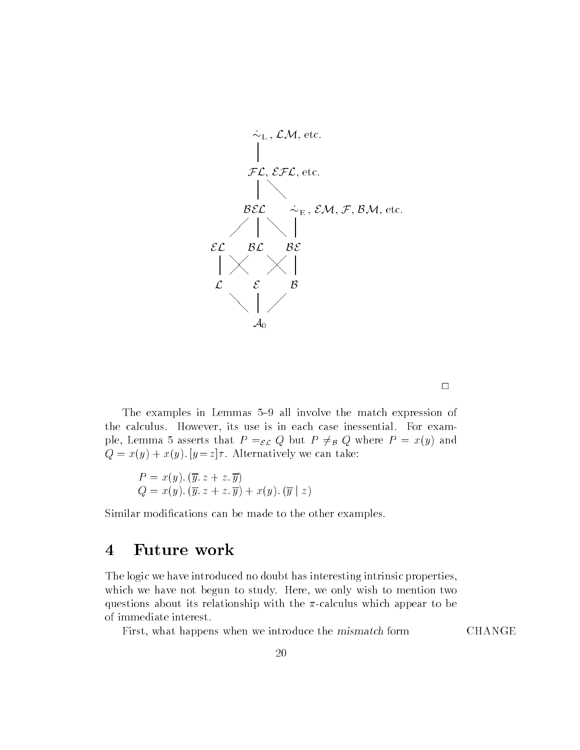$\dot\sim_{\rm L}$, $\mathcal{LM}$, etc.

$\mathcal{FL}$, $\mathcal{EFL}$, etc.

$\mathcal{BEL}$ $\quad$ $\dot\sim_{\rm E}$, $\mathcal{EM}$, $\mathcal{F}$, $\mathcal{BM}$, etc.

$\mathcal{EL}$ $\quad$ $\mathcal{BL}$ $\quad$ $\mathcal{BE}$

$\mathcal{L}$ $\quad$ $\mathcal{E}$ $\quad$ $\mathcal{B}$

$\mathcal{A}_0$

□

The examples in Lemmas 5–9 all involve the match expression of the calculus. However, its use is in each case inessential. For example, Lemma 5 asserts that $P =_{\mathcal{EL}} Q$ but $P \neq_{\mathcal{B}} Q$ where $P = x(y)$ and $Q = x(y) + x(y).\,[y = z]\tau$. Alternatively we can take:

$$P = x(y).\,(\overline{y}.\,z + z.\,\overline{y})$$
$$Q = x(y).\,(\overline{y}.\,z + z.\,\overline{y}) + x(y).\,(\overline{y} \mid z)$$

Similar modifications can be made to the other examples.

## 4 Future work

The logic we have introduced no doubt has interesting intrinsic properties, which we have not begun to study. Here, we only wish to mention two questions about its relationship with the $\pi$-calculus which appear to be of immediate interest.

First, what happens when we introduce the *mismatch* form CHANGE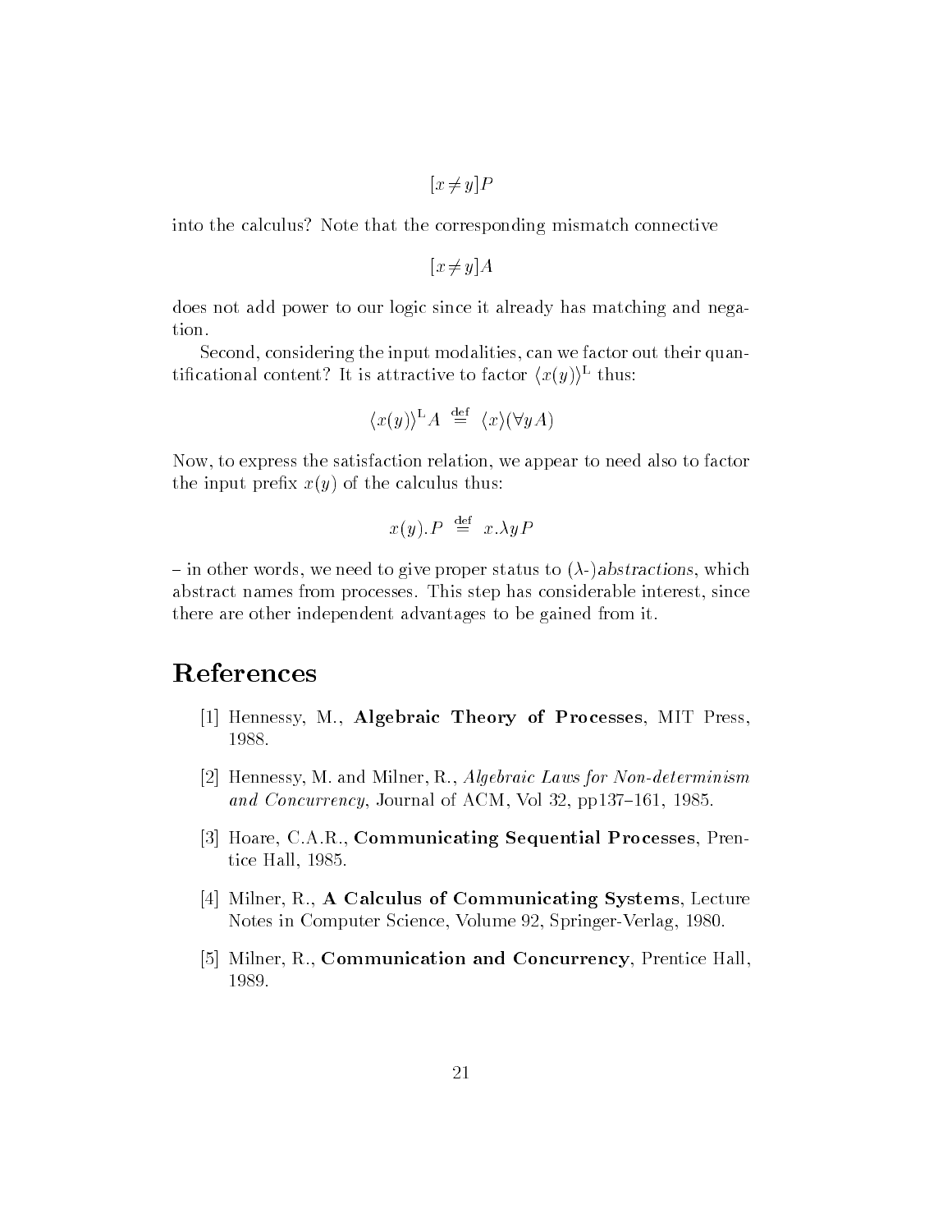$$[x \neq y]P$$

into the calculus? Note that the corresponding mismatch connective

$$[x \neq y]A$$

does not add power to our logic since it already has matching and negation.

Second, considering the input modalities, can we factor out their quantificational content? It is attractive to factor $\langle x(y) \rangle^{\mathrm{L}}$ thus:

$$\langle x(y) \rangle^{\mathrm{L}} A \stackrel{\mathrm{def}}{=} \langle x \rangle (\forall y A)$$

Now, to express the satisfaction relation, we appear to need also to factor the input prefix $x(y)$ of the calculus thus:

$$x(y).P \stackrel{\mathrm{def}}{=} x.\lambda y P$$

– in other words, we need to give proper status to ($\lambda$-)*abstractions*, which abstract names from processes. This step has considerable interest, since there are other independent advantages to be gained from it.

# References

[1] Hennessy, M., **Algebraic Theory of Processes**, MIT Press, 1988.

[2] Hennessy, M. and Milner, R., *Algebraic Laws for Non-determinism and Concurrency*, Journal of ACM, Vol 32, pp137–161, 1985.

[3] Hoare, C.A.R., **Communicating Sequential Processes**, Prentice Hall, 1985.

[4] Milner, R., **A Calculus of Communicating Systems**, Lecture Notes in Computer Science, Volume 92, Springer-Verlag, 1980.

[5] Milner, R., **Communication and Concurrency**, Prentice Hall, 1989.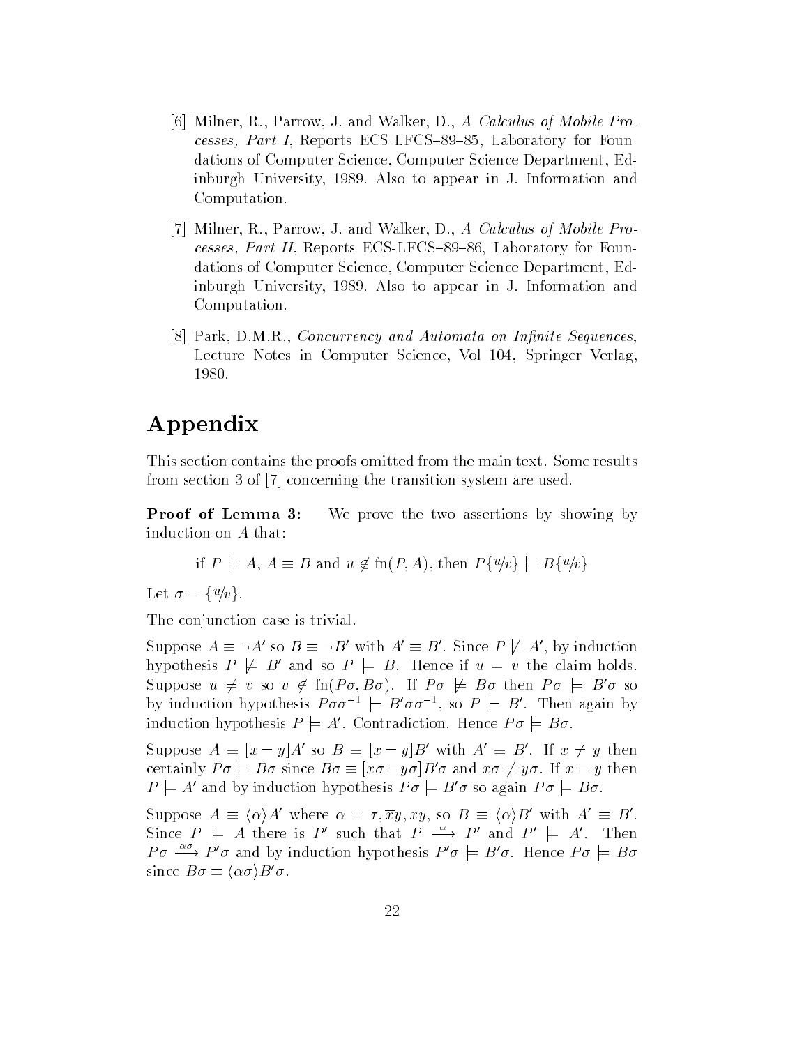[6] Milner, R., Parrow, J. and Walker, D., *A Calculus of Mobile Processes, Part I*, Reports ECS-LFCS–89–85, Laboratory for Foundations of Computer Science, Computer Science Department, Edinburgh University, 1989. Also to appear in J. Information and Computation.

[7] Milner, R., Parrow, J. and Walker, D., *A Calculus of Mobile Processes, Part II*, Reports ECS-LFCS–89–86, Laboratory for Foundations of Computer Science, Computer Science Department, Edinburgh University, 1989. Also to appear in J. Information and Computation.

[8] Park, D.M.R., *Concurrency and Automata on Infinite Sequences*, Lecture Notes in Computer Science, Vol 104, Springer Verlag, 1980.

# Appendix

This section contains the proofs omitted from the main text. Some results from section 3 of [7] concerning the transition system are used.

**Proof of Lemma 3:** We prove the two assertions by showing by induction on $A$ that:

$$\text{if } P \models A,\ A \equiv B \text{ and } u \notin \mathrm{fn}(P, A), \text{ then } P\{u/v\} \models B\{u/v\}$$

Let $\sigma = \{u/v\}$.

The conjunction case is trivial.

Suppose $A \equiv \neg A'$ so $B \equiv \neg B'$ with $A' \equiv B'$. Since $P \not\models A'$, by induction hypothesis $P \not\models B'$ and so $P \models B$. Hence if $u = v$ the claim holds. Suppose $u \neq v$ so $v \notin \mathrm{fn}(P\sigma, B\sigma)$. If $P\sigma \not\models B\sigma$ then $P\sigma \models B'\sigma$ so by induction hypothesis $P\sigma\sigma^{-1} \models B'\sigma\sigma^{-1}$, so $P \models B'$. Then again by induction hypothesis $P \models A'$. Contradiction. Hence $P\sigma \models B\sigma$.

Suppose $A \equiv [x = y]A'$ so $B \equiv [x = y]B'$ with $A' \equiv B'$. If $x \neq y$ then certainly $P\sigma \models B\sigma$ since $B\sigma \equiv [x\sigma = y\sigma]B'\sigma$ and $x\sigma \neq y\sigma$. If $x = y$ then $P \models A'$ and by induction hypothesis $P\sigma \models B'\sigma$ so again $P\sigma \models B\sigma$.

Suppose $A \equiv \langle\alpha\rangle A'$ where $\alpha = \tau, \overline{x}y, xy$, so $B \equiv \langle\alpha\rangle B'$ with $A' \equiv B'$. Since $P \models A$ there is $P'$ such that $P \xrightarrow{\alpha} P'$ and $P' \models A'$. Then $P\sigma \xrightarrow{\alpha\sigma} P'\sigma$ and by induction hypothesis $P'\sigma \models B'\sigma$. Hence $P\sigma \models B\sigma$ since $B\sigma \equiv \langle\alpha\sigma\rangle B'\sigma$.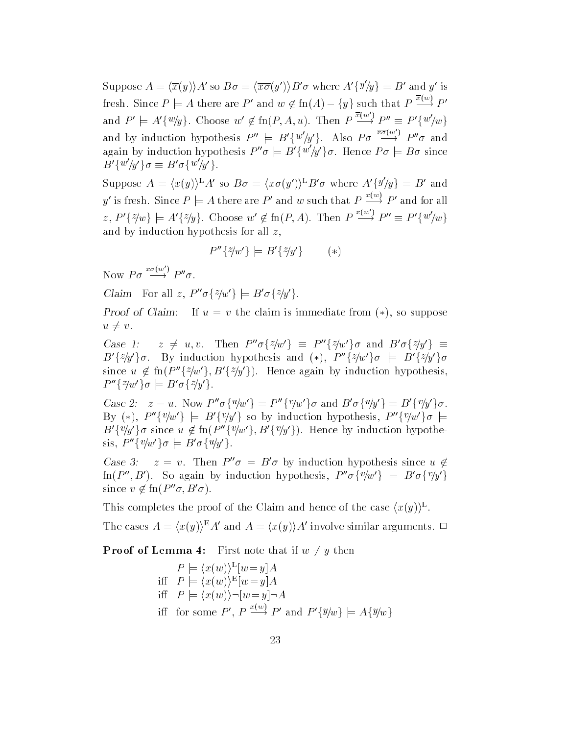Suppose $A \equiv \langle \overline{x}(y) \rangle A'$ so $B\sigma \equiv \langle \overline{x\sigma}(y') \rangle B'\sigma$ where $A'\{y'/y\} \equiv B'$ and $y'$ is fresh. Since $P \models A$ there are $P'$ and $w \notin \mathrm{fn}(A) - \{y\}$ such that $P \xrightarrow{\overline{x}(w)} P'$ and $P' \models A'\{w/y\}$. Choose $w' \notin \mathrm{fn}(P, A, u)$. Then $P \xrightarrow{\overline{x}(w')} P'' \equiv P'\{w'/w\}$ and by induction hypothesis $P'' \models B'\{w'/y'\}$. Also $P\sigma \xrightarrow{\overline{x\sigma}(w')} P''\sigma$ and again by induction hypothesis $P''\sigma \models B'\{w'/y'\}\sigma$. Hence $P\sigma \models B\sigma$ since $B'\{w'/y'\}\sigma \equiv B'\sigma\{w'/y'\}$.

Suppose $A \equiv \langle x(y) \rangle^{\mathrm{L}} A'$ so $B\sigma \equiv \langle x\sigma(y') \rangle^{\mathrm{L}} B'\sigma$ where $A'\{y'/y\} \equiv B'$ and $y'$ is fresh. Since $P \models A$ there are $P'$ and $w$ such that $P \xrightarrow{x(w)} P'$ and for all $z$, $P'\{z/w\} \models A'\{z/y\}$. Choose $w' \notin \mathrm{fn}(P, A)$. Then $P \xrightarrow{x(w')} P'' \equiv P'\{w'/w\}$ and by induction hypothesis for all $z$,

$$P''\{z/w'\} \models B'\{z/y'\} \qquad (*)$$

Now $P\sigma \xrightarrow{x\sigma(w')} P''\sigma$.

*Claim* For all $z$, $P''\sigma\{z/w'\} \models B'\sigma\{z/y'\}$.

*Proof of Claim:* If $u = v$ the claim is immediate from $(*)$, so suppose $u \neq v$.

*Case 1:* $z \neq u, v$. Then $P''\sigma\{z/w'\} \equiv P''\{z/w'\}\sigma$ and $B'\sigma\{z/y'\} \equiv B'\{z/y'\}\sigma$. By induction hypothesis and $(*)$, $P''\{z/w'\}\sigma \models B'\{z/y'\}\sigma$ since $u \notin \mathrm{fn}(P''\{z/w'\}, B'\{z/y'\})$. Hence again by induction hypothesis, $P''\{z/w'\}\sigma \models B'\sigma\{z/y'\}$.

*Case 2:* $z = u$. Now $P''\sigma\{u/w'\} \equiv P''\{v/w'\}\sigma$ and $B'\sigma\{u/y'\} \equiv B'\{v/y'\}\sigma$. By $(*)$, $P''\{v/w'\} \models B'\{v/y'\}$ so by induction hypothesis, $P''\{v/w'\}\sigma \models B'\{v/y'\}\sigma$ since $u \notin \mathrm{fn}(P''\{v/w'\}, B'\{v/y'\})$. Hence by induction hypothesis, $P''\{v/w'\}\sigma \models B'\sigma\{u/y'\}$.

*Case 3:* $z = v$. Then $P''\sigma \models B'\sigma$ by induction hypothesis since $u \notin \mathrm{fn}(P'', B')$. So again by induction hypothesis, $P''\sigma\{v/w'\} \models B'\sigma\{v/y'\}$ since $v \notin \mathrm{fn}(P''\sigma, B'\sigma)$.

This completes the proof of the Claim and hence of the case $\langle x(y) \rangle^{\mathrm{L}}$.

The cases $A \equiv \langle x(y) \rangle^{\mathrm{E}} A'$ and $A \equiv \langle x(y) \rangle A'$ involve similar arguments. $\Box$

**Proof of Lemma 4:** First note that if $w \neq y$ then

$$\begin{array}{ll} & P \models \langle x(w) \rangle^{\mathrm{L}} [w = y] A \\ \text{iff} & P \models \langle x(w) \rangle^{\mathrm{E}} [w = y] A \\ \text{iff} & P \models \langle x(w) \rangle \neg [w = y] \neg A \\ \text{iff} & \text{for some } P',\ P \xrightarrow{x(w)} P' \text{ and } P'\{y/w\} \models A\{y/w\} \end{array}$$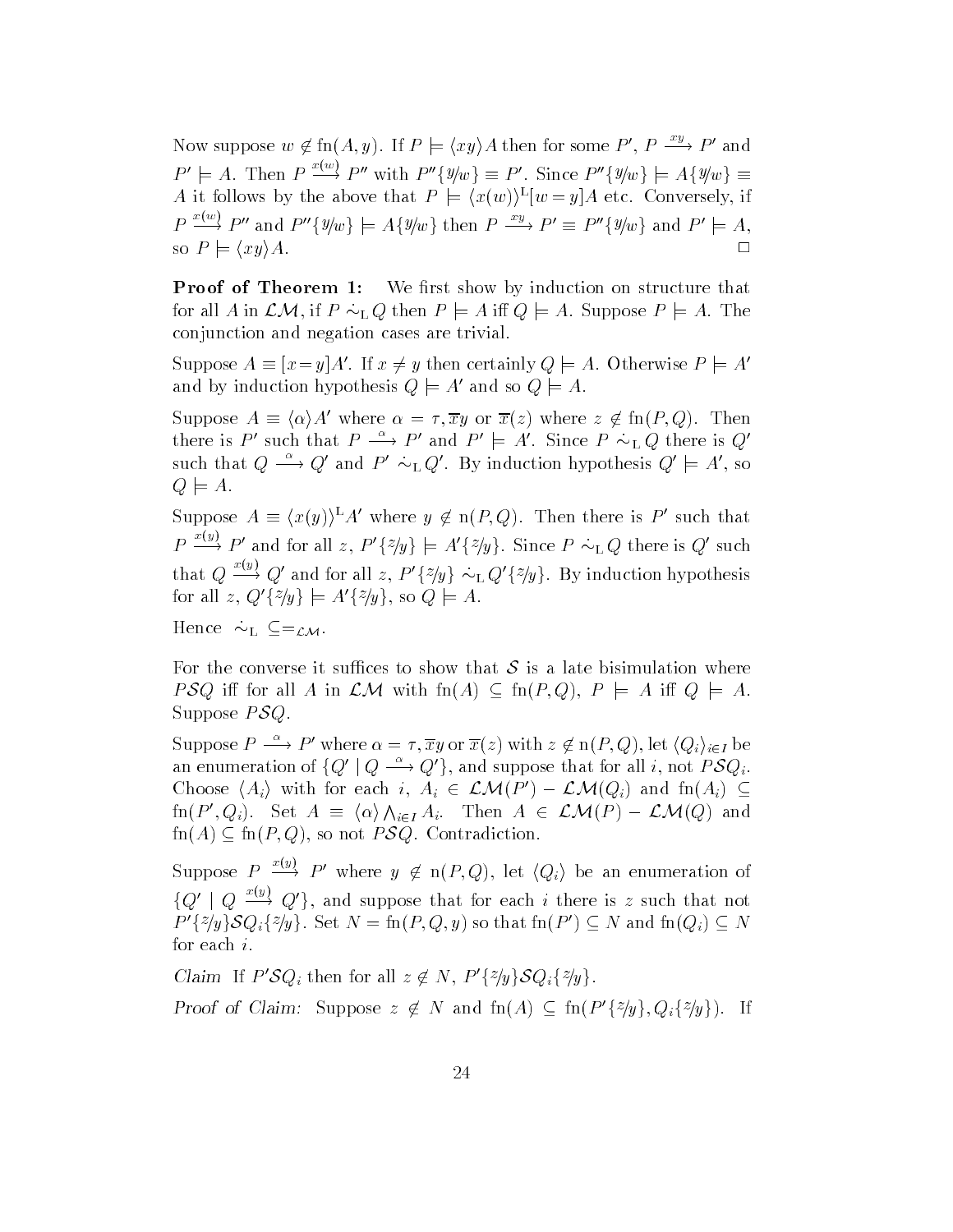Now suppose $w \notin \mathrm{fn}(A, y)$. If $P \models \langle xy \rangle A$ then for some $P'$, $P \xrightarrow{xy} P'$ and $P' \models A$. Then $P \xrightarrow{x(w)} P''$ with $P''\{y/w\} \equiv P'$. Since $P''\{y/w\} \models A\{y/w\} \equiv A$ it follows by the above that $P \models \langle x(w) \rangle^{\mathrm{L}}[w = y]A$ etc. Conversely, if $P \xrightarrow{x(w)} P''$ and $P''\{y/w\} \models A\{y/w\}$ then $P \xrightarrow{xy} P' \equiv P''\{y/w\}$ and $P' \models A$, so $P \models \langle xy \rangle A$. $\square$

**Proof of Theorem 1:** We first show by induction on structure that for all $A$ in $\mathcal{LM}$, if $P \dot{\sim}_{\mathrm{L}} Q$ then $P \models A$ iff $Q \models A$. Suppose $P \models A$. The conjunction and negation cases are trivial.

Suppose $A \equiv [x = y]A'$. If $x \neq y$ then certainly $Q \models A$. Otherwise $P \models A'$ and by induction hypothesis $Q \models A'$ and so $Q \models A$.

Suppose $A \equiv \langle \alpha \rangle A'$ where $\alpha = \tau, \overline{x}y$ or $\overline{x}(z)$ where $z \notin \mathrm{fn}(P, Q)$. Then there is $P'$ such that $P \xrightarrow{\alpha} P'$ and $P' \models A'$. Since $P \dot{\sim}_{\mathrm{L}} Q$ there is $Q'$ such that $Q \xrightarrow{\alpha} Q'$ and $P' \dot{\sim}_{\mathrm{L}} Q'$. By induction hypothesis $Q' \models A'$, so $Q \models A$.

Suppose $A \equiv \langle x(y) \rangle^{\mathrm{L}} A'$ where $y \notin \mathrm{n}(P, Q)$. Then there is $P'$ such that $P \xrightarrow{x(y)} P'$ and for all $z$, $P'\{z/y\} \models A'\{z/y\}$. Since $P \dot{\sim}_{\mathrm{L}} Q$ there is $Q'$ such that $Q \xrightarrow{x(y)} Q'$ and for all $z$, $P'\{z/y\} \dot{\sim}_{\mathrm{L}} Q'\{z/y\}$. By induction hypothesis for all $z$, $Q'\{z/y\} \models A'\{z/y\}$, so $Q \models A$.

Hence $\dot{\sim}_{\mathrm{L}} \subseteq =_{\mathcal{LM}}$.

For the converse it suffices to show that $\mathcal{S}$ is a late bisimulation where $P\mathcal{S}Q$ iff for all $A$ in $\mathcal{LM}$ with $\mathrm{fn}(A) \subseteq \mathrm{fn}(P, Q)$, $P \models A$ iff $Q \models A$. Suppose $P\mathcal{S}Q$.

Suppose $P \xrightarrow{\alpha} P'$ where $\alpha = \tau, \overline{x}y$ or $\overline{x}(z)$ with $z \notin \mathrm{n}(P, Q)$, let $\langle Q_i \rangle_{i \in I}$ be an enumeration of $\{Q' \mid Q \xrightarrow{\alpha} Q'\}$, and suppose that for all $i$, not $P\mathcal{S}Q_i$. Choose $\langle A_i \rangle$ with for each $i$, $A_i \in \mathcal{LM}(P') - \mathcal{LM}(Q_i)$ and $\mathrm{fn}(A_i) \subseteq \mathrm{fn}(P', Q_i)$. Set $A \equiv \langle \alpha \rangle \bigwedge_{i \in I} A_i$. Then $A \in \mathcal{LM}(P) - \mathcal{LM}(Q)$ and $\mathrm{fn}(A) \subseteq \mathrm{fn}(P, Q)$, so not $P\mathcal{S}Q$. Contradiction.

Suppose $P \xrightarrow{x(y)} P'$ where $y \notin \mathrm{n}(P, Q)$, let $\langle Q_i \rangle$ be an enumeration of $\{Q' \mid Q \xrightarrow{x(y)} Q'\}$, and suppose that for each $i$ there is $z$ such that not $P'\{z/y\}\mathcal{S}Q_i\{z/y\}$. Set $N = \mathrm{fn}(P, Q, y)$ so that $\mathrm{fn}(P') \subseteq N$ and $\mathrm{fn}(Q_i) \subseteq N$ for each $i$.

*Claim* If $P'\mathcal{S}Q_i$ then for all $z \notin N$, $P'\{z/y\}\mathcal{S}Q_i\{z/y\}$.

*Proof of Claim:* Suppose $z \notin N$ and $\mathrm{fn}(A) \subseteq \mathrm{fn}(P'\{z/y\}, Q_i\{z/y\})$. If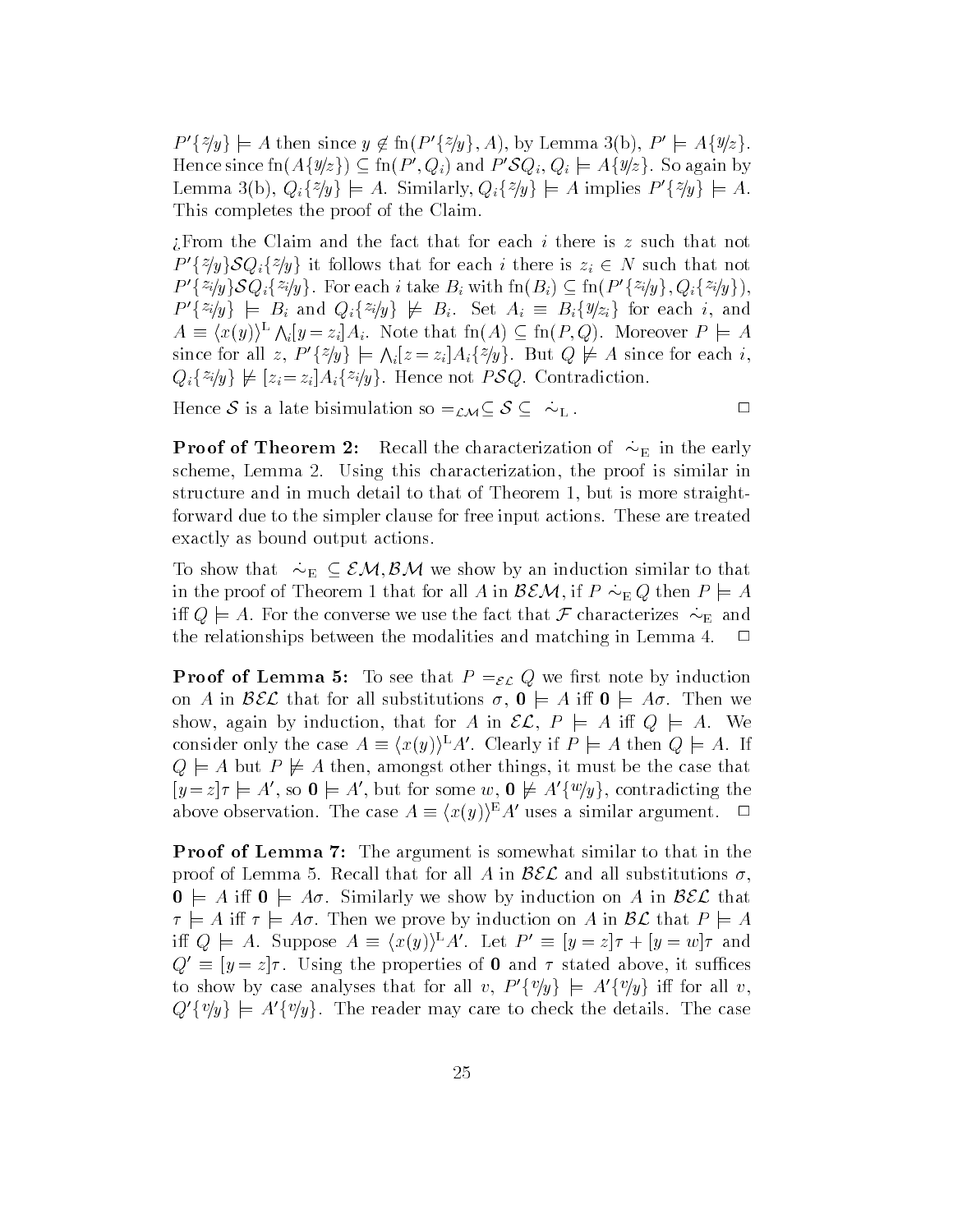$P'\{z/y\} \models A$ then since $y \notin \mathrm{fn}(P'\{z/y\}, A)$, by Lemma 3(b), $P' \models A\{y/z\}$. Hence since $\mathrm{fn}(A\{y/z\}) \subseteq \mathrm{fn}(P', Q_i)$ and $P'\mathcal{S}Q_i$, $Q_i \models A\{y/z\}$. So again by Lemma 3(b), $Q_i\{z/y\} \models A$. Similarly, $Q_i\{z/y\} \models A$ implies $P'\{z/y\} \models A$. This completes the proof of the Claim.

¿From the Claim and the fact that for each $i$ there is $z$ such that not $P'\{z/y\}\mathcal{S}Q_i\{z/y\}$ it follows that for each $i$ there is $z_i \in N$ such that not $P'\{z_i/y\}\mathcal{S}Q_i\{z_i/y\}$. For each $i$ take $B_i$ with $\mathrm{fn}(B_i) \subseteq \mathrm{fn}(P'\{z_i/y\}, Q_i\{z_i/y\})$, $P'\{z_i/y\} \models B_i$ and $Q_i\{z_i/y\} \not\models B_i$. Set $A_i \equiv B_i\{y/z_i\}$ for each $i$, and $A \equiv \langle x(y)\rangle^{\mathrm{L}} \bigwedge_i [y = z_i] A_i$. Note that $\mathrm{fn}(A) \subseteq \mathrm{fn}(P, Q)$. Moreover $P \models A$ since for all $z$, $P'\{z/y\} \models \bigwedge_i [z = z_i] A_i\{z/y\}$. But $Q \not\models A$ since for each $i$, $Q_i\{z_i/y\} \not\models [z_i = z_i] A_i\{z_i/y\}$. Hence not $P\mathcal{S}Q$. Contradiction.

Hence $\mathcal{S}$ is a late bisimulation so $=_{\mathcal{LM}} \subseteq \mathcal{S} \subseteq \dot{\sim}_{\mathrm{L}}$. $\Box$

**Proof of Theorem 2:** Recall the characterization of $\dot{\sim}_{\mathrm{E}}$ in the early scheme, Lemma 2. Using this characterization, the proof is similar in structure and in much detail to that of Theorem 1, but is more straightforward due to the simpler clause for free input actions. These are treated exactly as bound output actions.

To show that $\dot{\sim}_{\mathrm{E}} \subseteq \mathcal{EM}, \mathcal{BM}$ we show by an induction similar to that in the proof of Theorem 1 that for all $A$ in $\mathcal{BEM}$, if $P \dot{\sim}_{\mathrm{E}} Q$ then $P \models A$ iff $Q \models A$. For the converse we use the fact that $\mathcal{F}$ characterizes $\dot{\sim}_{\mathrm{E}}$ and the relationships between the modalities and matching in Lemma 4. $\Box$

**Proof of Lemma 5:** To see that $P =_{\mathcal{EL}} Q$ we first note by induction on $A$ in $\mathcal{BEL}$ that for all substitutions $\sigma$, $\mathbf{0} \models A$ iff $\mathbf{0} \models A\sigma$. Then we show, again by induction, that for $A$ in $\mathcal{EL}$, $P \models A$ iff $Q \models A$. We consider only the case $A \equiv \langle x(y)\rangle^{\mathrm{L}} A'$. Clearly if $P \models A$ then $Q \models A$. If $Q \models A$ but $P \not\models A$ then, amongst other things, it must be the case that $[y = z]\tau \models A'$, so $\mathbf{0} \models A'$, but for some $w$, $\mathbf{0} \not\models A'\{w/y\}$, contradicting the above observation. The case $A \equiv \langle x(y)\rangle^{\mathrm{E}} A'$ uses a similar argument. $\Box$

**Proof of Lemma 7:** The argument is somewhat similar to that in the proof of Lemma 5. Recall that for all $A$ in $\mathcal{BEL}$ and all substitutions $\sigma$, $\mathbf{0} \models A$ iff $\mathbf{0} \models A\sigma$. Similarly we show by induction on $A$ in $\mathcal{BEL}$ that $\tau \models A$ iff $\tau \models A\sigma$. Then we prove by induction on $A$ in $\mathcal{BL}$ that $P \models A$ iff $Q \models A$. Suppose $A \equiv \langle x(y)\rangle^{\mathrm{L}} A'$. Let $P' \equiv [y = z]\tau + [y = w]\tau$ and $Q' \equiv [y = z]\tau$. Using the properties of $\mathbf{0}$ and $\tau$ stated above, it suffices to show by case analyses that for all $v$, $P'\{v/y\} \models A'\{v/y\}$ iff for all $v$, $Q'\{v/y\} \models A'\{v/y\}$. The reader may care to check the details. The case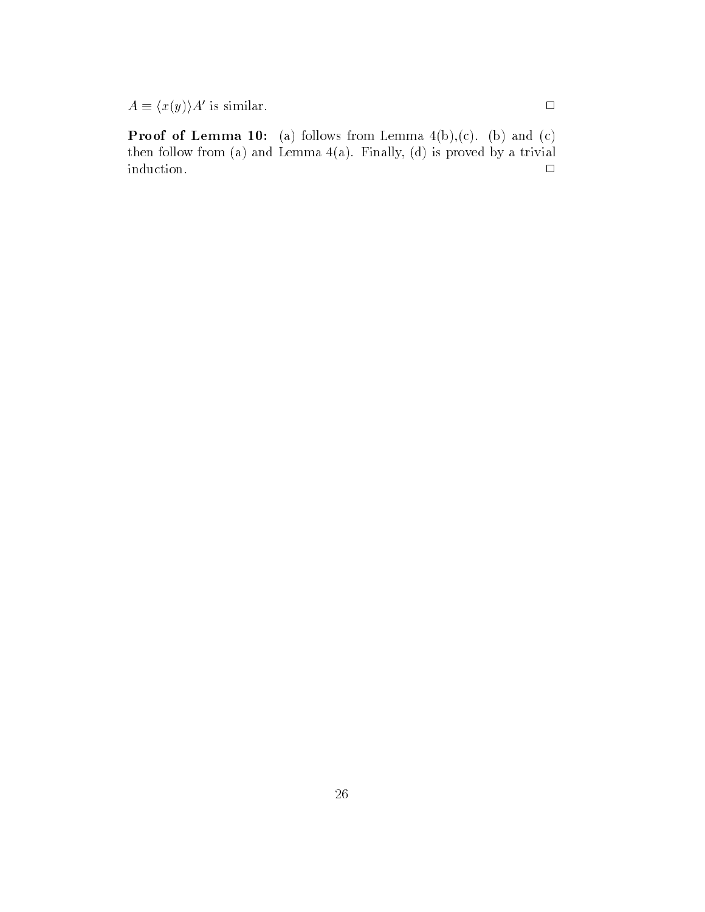$A \equiv \langle x(y) \rangle A'$ is similar. $\Box$

**Proof of Lemma 10:** (a) follows from Lemma 4(b),(c). (b) and (c) then follow from (a) and Lemma 4(a). Finally, (d) is proved by a trivial induction. $\Box$